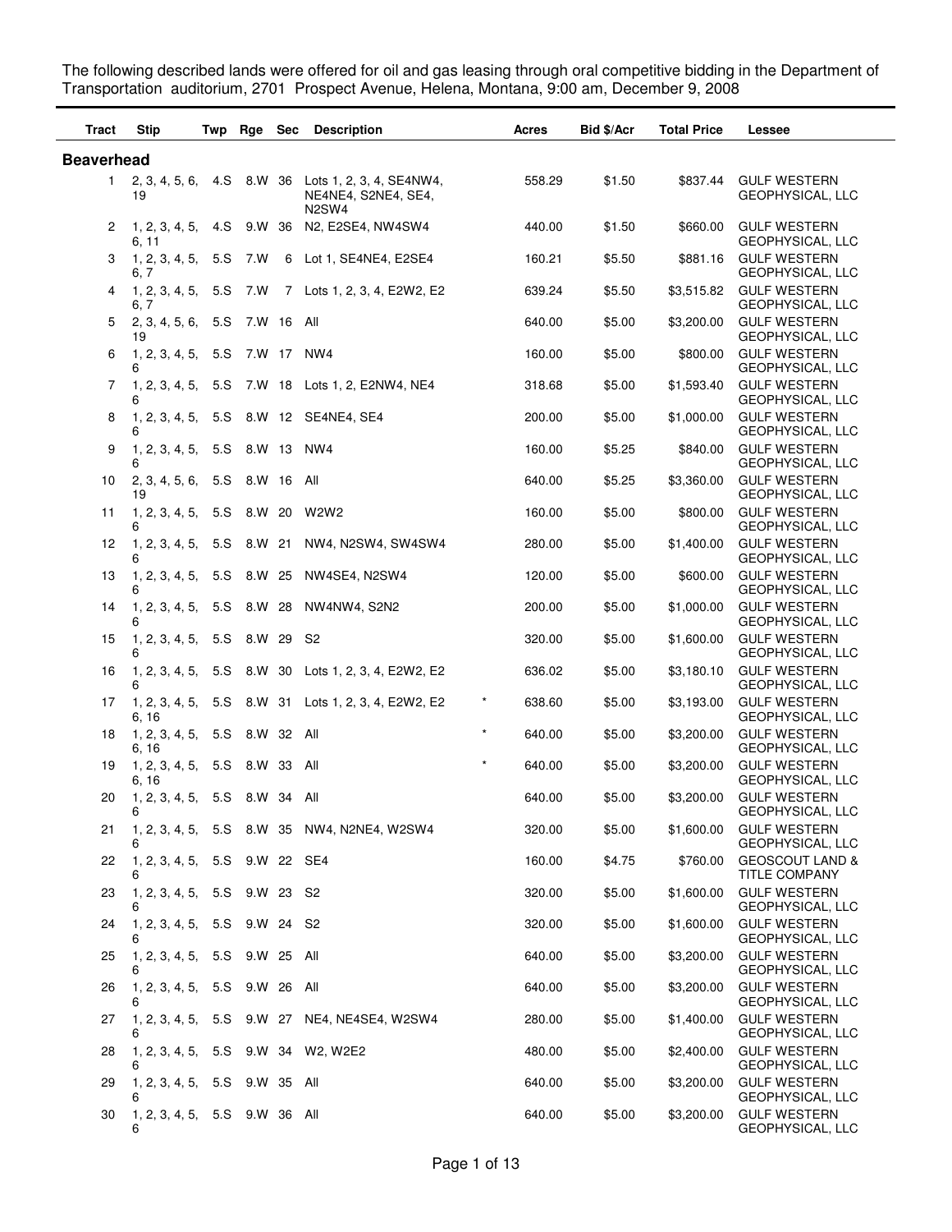The following described lands were offered for oil and gas leasing through oral competitive bidding in the Department of Transportation auditorium, 2701 Prospect Avenue, Helena, Montana, 9:00 am, December 9, 2008

| Tract | Stip | Twp | Rge | Sec | Description | | Acres | Bid $/Acr | Total Price | Lessee |
|---|---|---|---|---|---|---|---|---|---|---|
| **Beaverhead** | | | | | | | | | | |
| 1 | 2, 3, 4, 5, 6, 19 | 4.S | 8.W | 36 | Lots 1, 2, 3, 4, SE4NW4, NE4NE4, S2NE4, SE4, N2SW4 | | 558.29 | $1.50 | $837.44 | GULF WESTERN GEOPHYSICAL, LLC |
| 2 | 1, 2, 3, 4, 5, 6, 11 | 4.S | 9.W | 36 | N2, E2SE4, NW4SW4 | | 440.00 | $1.50 | $660.00 | GULF WESTERN GEOPHYSICAL, LLC |
| 3 | 1, 2, 3, 4, 5, 6, 7 | 5.S | 7.W | 6 | Lot 1, SE4NE4, E2SE4 | | 160.21 | $5.50 | $881.16 | GULF WESTERN GEOPHYSICAL, LLC |
| 4 | 1, 2, 3, 4, 5, 6, 7 | 5.S | 7.W | 7 | Lots 1, 2, 3, 4, E2W2, E2 | | 639.24 | $5.50 | $3,515.82 | GULF WESTERN GEOPHYSICAL, LLC |
| 5 | 2, 3, 4, 5, 6, 19 | 5.S | 7.W | 16 | All | | 640.00 | $5.00 | $3,200.00 | GULF WESTERN GEOPHYSICAL, LLC |
| 6 | 1, 2, 3, 4, 5, 6 | 5.S | 7.W | 17 | NW4 | | 160.00 | $5.00 | $800.00 | GULF WESTERN GEOPHYSICAL, LLC |
| 7 | 1, 2, 3, 4, 5, 6 | 5.S | 7.W | 18 | Lots 1, 2, E2NW4, NE4 | | 318.68 | $5.00 | $1,593.40 | GULF WESTERN GEOPHYSICAL, LLC |
| 8 | 1, 2, 3, 4, 5, 6 | 5.S | 8.W | 12 | SE4NE4, SE4 | | 200.00 | $5.00 | $1,000.00 | GULF WESTERN GEOPHYSICAL, LLC |
| 9 | 1, 2, 3, 4, 5, 6 | 5.S | 8.W | 13 | NW4 | | 160.00 | $5.25 | $840.00 | GULF WESTERN GEOPHYSICAL, LLC |
| 10 | 2, 3, 4, 5, 6, 19 | 5.S | 8.W | 16 | All | | 640.00 | $5.25 | $3,360.00 | GULF WESTERN GEOPHYSICAL, LLC |
| 11 | 1, 2, 3, 4, 5, 6 | 5.S | 8.W | 20 | W2W2 | | 160.00 | $5.00 | $800.00 | GULF WESTERN GEOPHYSICAL, LLC |
| 12 | 1, 2, 3, 4, 5, 6 | 5.S | 8.W | 21 | NW4, N2SW4, SW4SW4 | | 280.00 | $5.00 | $1,400.00 | GULF WESTERN GEOPHYSICAL, LLC |
| 13 | 1, 2, 3, 4, 5, 6 | 5.S | 8.W | 25 | NW4SE4, N2SW4 | | 120.00 | $5.00 | $600.00 | GULF WESTERN GEOPHYSICAL, LLC |
| 14 | 1, 2, 3, 4, 5, 6 | 5.S | 8.W | 28 | NW4NW4, S2N2 | | 200.00 | $5.00 | $1,000.00 | GULF WESTERN GEOPHYSICAL, LLC |
| 15 | 1, 2, 3, 4, 5, 6 | 5.S | 8.W | 29 | S2 | | 320.00 | $5.00 | $1,600.00 | GULF WESTERN GEOPHYSICAL, LLC |
| 16 | 1, 2, 3, 4, 5, 6 | 5.S | 8.W | 30 | Lots 1, 2, 3, 4, E2W2, E2 | | 636.02 | $5.00 | $3,180.10 | GULF WESTERN GEOPHYSICAL, LLC |
| 17 | 1, 2, 3, 4, 5, 6, 16 | 5.S | 8.W | 31 | Lots 1, 2, 3, 4, E2W2, E2 | * | 638.60 | $5.00 | $3,193.00 | GULF WESTERN GEOPHYSICAL, LLC |
| 18 | 1, 2, 3, 4, 5, 6, 16 | 5.S | 8.W | 32 | All | * | 640.00 | $5.00 | $3,200.00 | GULF WESTERN GEOPHYSICAL, LLC |
| 19 | 1, 2, 3, 4, 5, 6, 16 | 5.S | 8.W | 33 | All | * | 640.00 | $5.00 | $3,200.00 | GULF WESTERN GEOPHYSICAL, LLC |
| 20 | 1, 2, 3, 4, 5, 6 | 5.S | 8.W | 34 | All | | 640.00 | $5.00 | $3,200.00 | GULF WESTERN GEOPHYSICAL, LLC |
| 21 | 1, 2, 3, 4, 5, 6 | 5.S | 8.W | 35 | NW4, N2NE4, W2SW4 | | 320.00 | $5.00 | $1,600.00 | GULF WESTERN GEOPHYSICAL, LLC |
| 22 | 1, 2, 3, 4, 5, 6 | 5.S | 9.W | 22 | SE4 | | 160.00 | $4.75 | $760.00 | GEOSCOUT LAND & TITLE COMPANY |
| 23 | 1, 2, 3, 4, 5, 6 | 5.S | 9.W | 23 | S2 | | 320.00 | $5.00 | $1,600.00 | GULF WESTERN GEOPHYSICAL, LLC |
| 24 | 1, 2, 3, 4, 5, 6 | 5.S | 9.W | 24 | S2 | | 320.00 | $5.00 | $1,600.00 | GULF WESTERN GEOPHYSICAL, LLC |
| 25 | 1, 2, 3, 4, 5, 6 | 5.S | 9.W | 25 | All | | 640.00 | $5.00 | $3,200.00 | GULF WESTERN GEOPHYSICAL, LLC |
| 26 | 1, 2, 3, 4, 5, 6 | 5.S | 9.W | 26 | All | | 640.00 | $5.00 | $3,200.00 | GULF WESTERN GEOPHYSICAL, LLC |
| 27 | 1, 2, 3, 4, 5, 6 | 5.S | 9.W | 27 | NE4, NE4SE4, W2SW4 | | 280.00 | $5.00 | $1,400.00 | GULF WESTERN GEOPHYSICAL, LLC |
| 28 | 1, 2, 3, 4, 5, 6 | 5.S | 9.W | 34 | W2, W2E2 | | 480.00 | $5.00 | $2,400.00 | GULF WESTERN GEOPHYSICAL, LLC |
| 29 | 1, 2, 3, 4, 5, 6 | 5.S | 9.W | 35 | All | | 640.00 | $5.00 | $3,200.00 | GULF WESTERN GEOPHYSICAL, LLC |
| 30 | 1, 2, 3, 4, 5, 6 | 5.S | 9.W | 36 | All | | 640.00 | $5.00 | $3,200.00 | GULF WESTERN GEOPHYSICAL, LLC |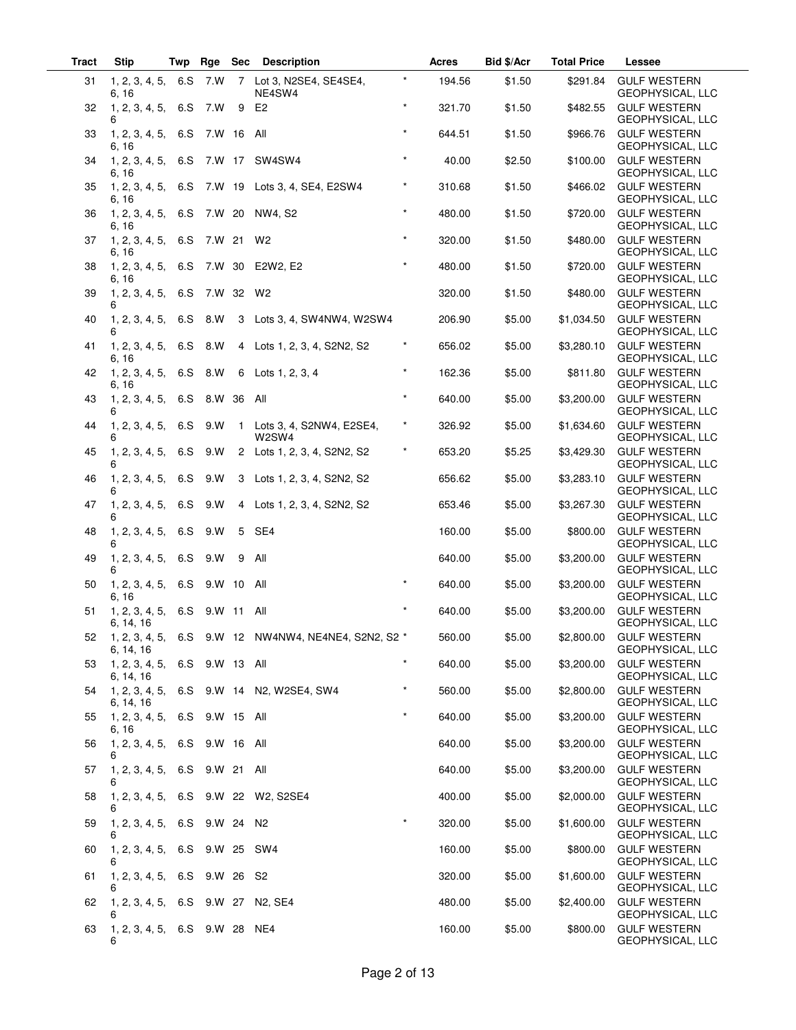| Tract | Stip | Twp | Rge | Sec | Description | | Acres | Bid $/Acr | Total Price | Lessee |
|---|---|---|---|---|---|---|---|---|---|---|
| 31 | 1, 2, 3, 4, 5, 6, 16 | 6.S | 7.W | 7 | Lot 3, N2SE4, SE4SE4, NE4SW4 | * | 194.56 | $1.50 | $291.84 | GULF WESTERN GEOPHYSICAL, LLC |
| 32 | 1, 2, 3, 4, 5, 6 | 6.S | 7.W | 9 | E2 | * | 321.70 | $1.50 | $482.55 | GULF WESTERN GEOPHYSICAL, LLC |
| 33 | 1, 2, 3, 4, 5, 6, 16 | 6.S | 7.W | 16 | All | * | 644.51 | $1.50 | $966.76 | GULF WESTERN GEOPHYSICAL, LLC |
| 34 | 1, 2, 3, 4, 5, 6, 16 | 6.S | 7.W | 17 | SW4SW4 | * | 40.00 | $2.50 | $100.00 | GULF WESTERN GEOPHYSICAL, LLC |
| 35 | 1, 2, 3, 4, 5, 6, 16 | 6.S | 7.W | 19 | Lots 3, 4, SE4, E2SW4 | * | 310.68 | $1.50 | $466.02 | GULF WESTERN GEOPHYSICAL, LLC |
| 36 | 1, 2, 3, 4, 5, 6, 16 | 6.S | 7.W | 20 | NW4, S2 | * | 480.00 | $1.50 | $720.00 | GULF WESTERN GEOPHYSICAL, LLC |
| 37 | 1, 2, 3, 4, 5, 6, 16 | 6.S | 7.W | 21 | W2 | * | 320.00 | $1.50 | $480.00 | GULF WESTERN GEOPHYSICAL, LLC |
| 38 | 1, 2, 3, 4, 5, 6, 16 | 6.S | 7.W | 30 | E2W2, E2 | * | 480.00 | $1.50 | $720.00 | GULF WESTERN GEOPHYSICAL, LLC |
| 39 | 1, 2, 3, 4, 5, 6 | 6.S | 7.W | 32 | W2 | | 320.00 | $1.50 | $480.00 | GULF WESTERN GEOPHYSICAL, LLC |
| 40 | 1, 2, 3, 4, 5, 6 | 6.S | 8.W | 3 | Lots 3, 4, SW4NW4, W2SW4 | | 206.90 | $5.00 | $1,034.50 | GULF WESTERN GEOPHYSICAL, LLC |
| 41 | 1, 2, 3, 4, 5, 6, 16 | 6.S | 8.W | 4 | Lots 1, 2, 3, 4, S2N2, S2 | * | 656.02 | $5.00 | $3,280.10 | GULF WESTERN GEOPHYSICAL, LLC |
| 42 | 1, 2, 3, 4, 5, 6, 16 | 6.S | 8.W | 6 | Lots 1, 2, 3, 4 | * | 162.36 | $5.00 | $811.80 | GULF WESTERN GEOPHYSICAL, LLC |
| 43 | 1, 2, 3, 4, 5, 6 | 6.S | 8.W | 36 | All | * | 640.00 | $5.00 | $3,200.00 | GULF WESTERN GEOPHYSICAL, LLC |
| 44 | 1, 2, 3, 4, 5, 6 | 6.S | 9.W | 1 | Lots 3, 4, S2NW4, E2SE4, W2SW4 | * | 326.92 | $5.00 | $1,634.60 | GULF WESTERN GEOPHYSICAL, LLC |
| 45 | 1, 2, 3, 4, 5, 6 | 6.S | 9.W | 2 | Lots 1, 2, 3, 4, S2N2, S2 | * | 653.20 | $5.25 | $3,429.30 | GULF WESTERN GEOPHYSICAL, LLC |
| 46 | 1, 2, 3, 4, 5, 6 | 6.S | 9.W | 3 | Lots 1, 2, 3, 4, S2N2, S2 | | 656.62 | $5.00 | $3,283.10 | GULF WESTERN GEOPHYSICAL, LLC |
| 47 | 1, 2, 3, 4, 5, 6 | 6.S | 9.W | 4 | Lots 1, 2, 3, 4, S2N2, S2 | | 653.46 | $5.00 | $3,267.30 | GULF WESTERN GEOPHYSICAL, LLC |
| 48 | 1, 2, 3, 4, 5, 6 | 6.S | 9.W | 5 | SE4 | | 160.00 | $5.00 | $800.00 | GULF WESTERN GEOPHYSICAL, LLC |
| 49 | 1, 2, 3, 4, 5, 6 | 6.S | 9.W | 9 | All | | 640.00 | $5.00 | $3,200.00 | GULF WESTERN GEOPHYSICAL, LLC |
| 50 | 1, 2, 3, 4, 5, 6, 16 | 6.S | 9.W | 10 | All | * | 640.00 | $5.00 | $3,200.00 | GULF WESTERN GEOPHYSICAL, LLC |
| 51 | 1, 2, 3, 4, 5, 6, 14, 16 | 6.S | 9.W | 11 | All | * | 640.00 | $5.00 | $3,200.00 | GULF WESTERN GEOPHYSICAL, LLC |
| 52 | 1, 2, 3, 4, 5, 6, 14, 16 | 6.S | 9.W | 12 | NW4NW4, NE4NE4, S2N2, S2 | * | 560.00 | $5.00 | $2,800.00 | GULF WESTERN GEOPHYSICAL, LLC |
| 53 | 1, 2, 3, 4, 5, 6, 14, 16 | 6.S | 9.W | 13 | All | * | 640.00 | $5.00 | $3,200.00 | GULF WESTERN GEOPHYSICAL, LLC |
| 54 | 1, 2, 3, 4, 5, 6, 14, 16 | 6.S | 9.W | 14 | N2, W2SE4, SW4 | * | 560.00 | $5.00 | $2,800.00 | GULF WESTERN GEOPHYSICAL, LLC |
| 55 | 1, 2, 3, 4, 5, 6, 16 | 6.S | 9.W | 15 | All | * | 640.00 | $5.00 | $3,200.00 | GULF WESTERN GEOPHYSICAL, LLC |
| 56 | 1, 2, 3, 4, 5, 6 | 6.S | 9.W | 16 | All | | 640.00 | $5.00 | $3,200.00 | GULF WESTERN GEOPHYSICAL, LLC |
| 57 | 1, 2, 3, 4, 5, 6 | 6.S | 9.W | 21 | All | | 640.00 | $5.00 | $3,200.00 | GULF WESTERN GEOPHYSICAL, LLC |
| 58 | 1, 2, 3, 4, 5, 6 | 6.S | 9.W | 22 | W2, S2SE4 | | 400.00 | $5.00 | $2,000.00 | GULF WESTERN GEOPHYSICAL, LLC |
| 59 | 1, 2, 3, 4, 5, 6 | 6.S | 9.W | 24 | N2 | * | 320.00 | $5.00 | $1,600.00 | GULF WESTERN GEOPHYSICAL, LLC |
| 60 | 1, 2, 3, 4, 5, 6 | 6.S | 9.W | 25 | SW4 | | 160.00 | $5.00 | $800.00 | GULF WESTERN GEOPHYSICAL, LLC |
| 61 | 1, 2, 3, 4, 5, 6 | 6.S | 9.W | 26 | S2 | | 320.00 | $5.00 | $1,600.00 | GULF WESTERN GEOPHYSICAL, LLC |
| 62 | 1, 2, 3, 4, 5, 6 | 6.S | 9.W | 27 | N2, SE4 | | 480.00 | $5.00 | $2,400.00 | GULF WESTERN GEOPHYSICAL, LLC |
| 63 | 1, 2, 3, 4, 5, 6 | 6.S | 9.W | 28 | NE4 | | 160.00 | $5.00 | $800.00 | GULF WESTERN GEOPHYSICAL, LLC |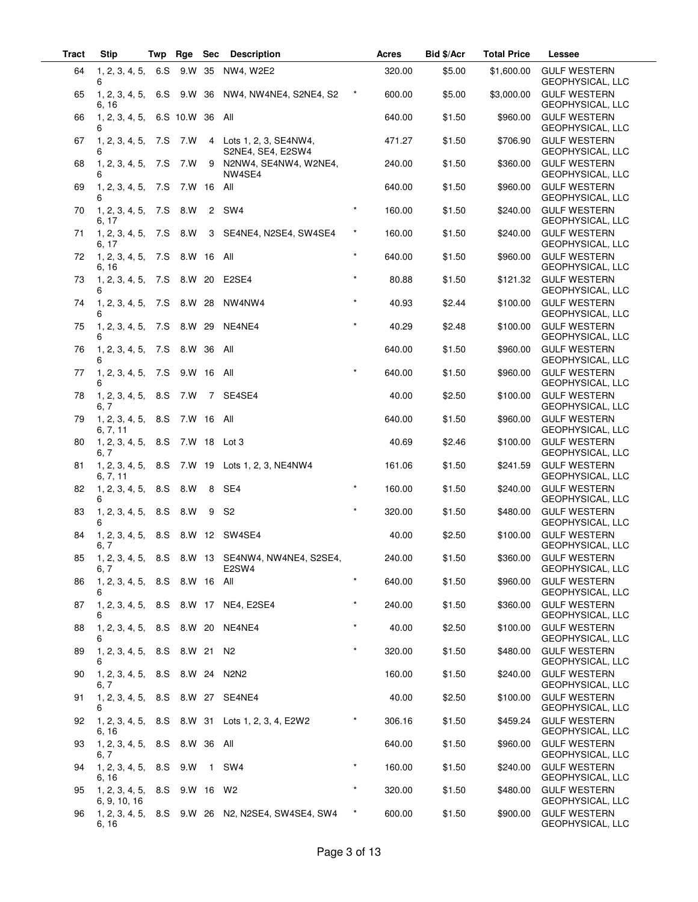| Tract | Stip | Twp | Rge | Sec | Description | | Acres | Bid $/Acr | Total Price | Lessee |
|---|---|---|---|---|---|---|---|---|---|---|
| 64 | 1, 2, 3, 4, 5, 6 | 6.S | 9.W | 35 | NW4, W2E2 | | 320.00 | $5.00 | $1,600.00 | GULF WESTERN GEOPHYSICAL, LLC |
| 65 | 1, 2, 3, 4, 5, 6, 16 | 6.S | 9.W | 36 | NW4, NW4NE4, S2NE4, S2 | * | 600.00 | $5.00 | $3,000.00 | GULF WESTERN GEOPHYSICAL, LLC |
| 66 | 1, 2, 3, 4, 5, 6 | 6.S | 10.W | 36 | All | | 640.00 | $1.50 | $960.00 | GULF WESTERN GEOPHYSICAL, LLC |
| 67 | 1, 2, 3, 4, 5, 6 | 7.S | 7.W | 4 | Lots 1, 2, 3, SE4NW4, S2NE4, SE4, E2SW4 | | 471.27 | $1.50 | $706.90 | GULF WESTERN GEOPHYSICAL, LLC |
| 68 | 1, 2, 3, 4, 5, 6 | 7.S | 7.W | 9 | N2NW4, SE4NW4, W2NE4, NW4SE4 | | 240.00 | $1.50 | $360.00 | GULF WESTERN GEOPHYSICAL, LLC |
| 69 | 1, 2, 3, 4, 5, 6 | 7.S | 7.W | 16 | All | | 640.00 | $1.50 | $960.00 | GULF WESTERN GEOPHYSICAL, LLC |
| 70 | 1, 2, 3, 4, 5, 6, 17 | 7.S | 8.W | 2 | SW4 | * | 160.00 | $1.50 | $240.00 | GULF WESTERN GEOPHYSICAL, LLC |
| 71 | 1, 2, 3, 4, 5, 6, 17 | 7.S | 8.W | 3 | SE4NE4, N2SE4, SW4SE4 | * | 160.00 | $1.50 | $240.00 | GULF WESTERN GEOPHYSICAL, LLC |
| 72 | 1, 2, 3, 4, 5, 6, 16 | 7.S | 8.W | 16 | All | * | 640.00 | $1.50 | $960.00 | GULF WESTERN GEOPHYSICAL, LLC |
| 73 | 1, 2, 3, 4, 5, 6 | 7.S | 8.W | 20 | E2SE4 | * | 80.88 | $1.50 | $121.32 | GULF WESTERN GEOPHYSICAL, LLC |
| 74 | 1, 2, 3, 4, 5, 6 | 7.S | 8.W | 28 | NW4NW4 | * | 40.93 | $2.44 | $100.00 | GULF WESTERN GEOPHYSICAL, LLC |
| 75 | 1, 2, 3, 4, 5, 6 | 7.S | 8.W | 29 | NE4NE4 | * | 40.29 | $2.48 | $100.00 | GULF WESTERN GEOPHYSICAL, LLC |
| 76 | 1, 2, 3, 4, 5, 6 | 7.S | 8.W | 36 | All | | 640.00 | $1.50 | $960.00 | GULF WESTERN GEOPHYSICAL, LLC |
| 77 | 1, 2, 3, 4, 5, 6 | 7.S | 9.W | 16 | All | * | 640.00 | $1.50 | $960.00 | GULF WESTERN GEOPHYSICAL, LLC |
| 78 | 1, 2, 3, 4, 5, 6, 7 | 8.S | 7.W | 7 | SE4SE4 | | 40.00 | $2.50 | $100.00 | GULF WESTERN GEOPHYSICAL, LLC |
| 79 | 1, 2, 3, 4, 5, 6, 7, 11 | 8.S | 7.W | 16 | All | | 640.00 | $1.50 | $960.00 | GULF WESTERN GEOPHYSICAL, LLC |
| 80 | 1, 2, 3, 4, 5, 6, 7 | 8.S | 7.W | 18 | Lot 3 | | 40.69 | $2.46 | $100.00 | GULF WESTERN GEOPHYSICAL, LLC |
| 81 | 1, 2, 3, 4, 5, 6, 7, 11 | 8.S | 7.W | 19 | Lots 1, 2, 3, NE4NW4 | | 161.06 | $1.50 | $241.59 | GULF WESTERN GEOPHYSICAL, LLC |
| 82 | 1, 2, 3, 4, 5, 6 | 8.S | 8.W | 8 | SE4 | * | 160.00 | $1.50 | $240.00 | GULF WESTERN GEOPHYSICAL, LLC |
| 83 | 1, 2, 3, 4, 5, 6 | 8.S | 8.W | 9 | S2 | * | 320.00 | $1.50 | $480.00 | GULF WESTERN GEOPHYSICAL, LLC |
| 84 | 1, 2, 3, 4, 5, 6, 7 | 8.S | 8.W | 12 | SW4SE4 | | 40.00 | $2.50 | $100.00 | GULF WESTERN GEOPHYSICAL, LLC |
| 85 | 1, 2, 3, 4, 5, 6, 7 | 8.S | 8.W | 13 | SE4NW4, NW4NE4, S2SE4, E2SW4 | | 240.00 | $1.50 | $360.00 | GULF WESTERN GEOPHYSICAL, LLC |
| 86 | 1, 2, 3, 4, 5, 6 | 8.S | 8.W | 16 | All | * | 640.00 | $1.50 | $960.00 | GULF WESTERN GEOPHYSICAL, LLC |
| 87 | 1, 2, 3, 4, 5, 6 | 8.S | 8.W | 17 | NE4, E2SE4 | * | 240.00 | $1.50 | $360.00 | GULF WESTERN GEOPHYSICAL, LLC |
| 88 | 1, 2, 3, 4, 5, 6 | 8.S | 8.W | 20 | NE4NE4 | * | 40.00 | $2.50 | $100.00 | GULF WESTERN GEOPHYSICAL, LLC |
| 89 | 1, 2, 3, 4, 5, 6 | 8.S | 8.W | 21 | N2 | * | 320.00 | $1.50 | $480.00 | GULF WESTERN GEOPHYSICAL, LLC |
| 90 | 1, 2, 3, 4, 5, 6, 7 | 8.S | 8.W | 24 | N2N2 | | 160.00 | $1.50 | $240.00 | GULF WESTERN GEOPHYSICAL, LLC |
| 91 | 1, 2, 3, 4, 5, 6 | 8.S | 8.W | 27 | SE4NE4 | | 40.00 | $2.50 | $100.00 | GULF WESTERN GEOPHYSICAL, LLC |
| 92 | 1, 2, 3, 4, 5, 6, 16 | 8.S | 8.W | 31 | Lots 1, 2, 3, 4, E2W2 | * | 306.16 | $1.50 | $459.24 | GULF WESTERN GEOPHYSICAL, LLC |
| 93 | 1, 2, 3, 4, 5, 6, 7 | 8.S | 8.W | 36 | All | | 640.00 | $1.50 | $960.00 | GULF WESTERN GEOPHYSICAL, LLC |
| 94 | 1, 2, 3, 4, 5, 6, 16 | 8.S | 9.W | 1 | SW4 | * | 160.00 | $1.50 | $240.00 | GULF WESTERN GEOPHYSICAL, LLC |
| 95 | 1, 2, 3, 4, 5, 6, 9, 10, 16 | 8.S | 9.W | 16 | W2 | * | 320.00 | $1.50 | $480.00 | GULF WESTERN GEOPHYSICAL, LLC |
| 96 | 1, 2, 3, 4, 5, 6, 16 | 8.S | 9.W | 26 | N2, N2SE4, SW4SE4, SW4 | * | 600.00 | $1.50 | $900.00 | GULF WESTERN GEOPHYSICAL, LLC |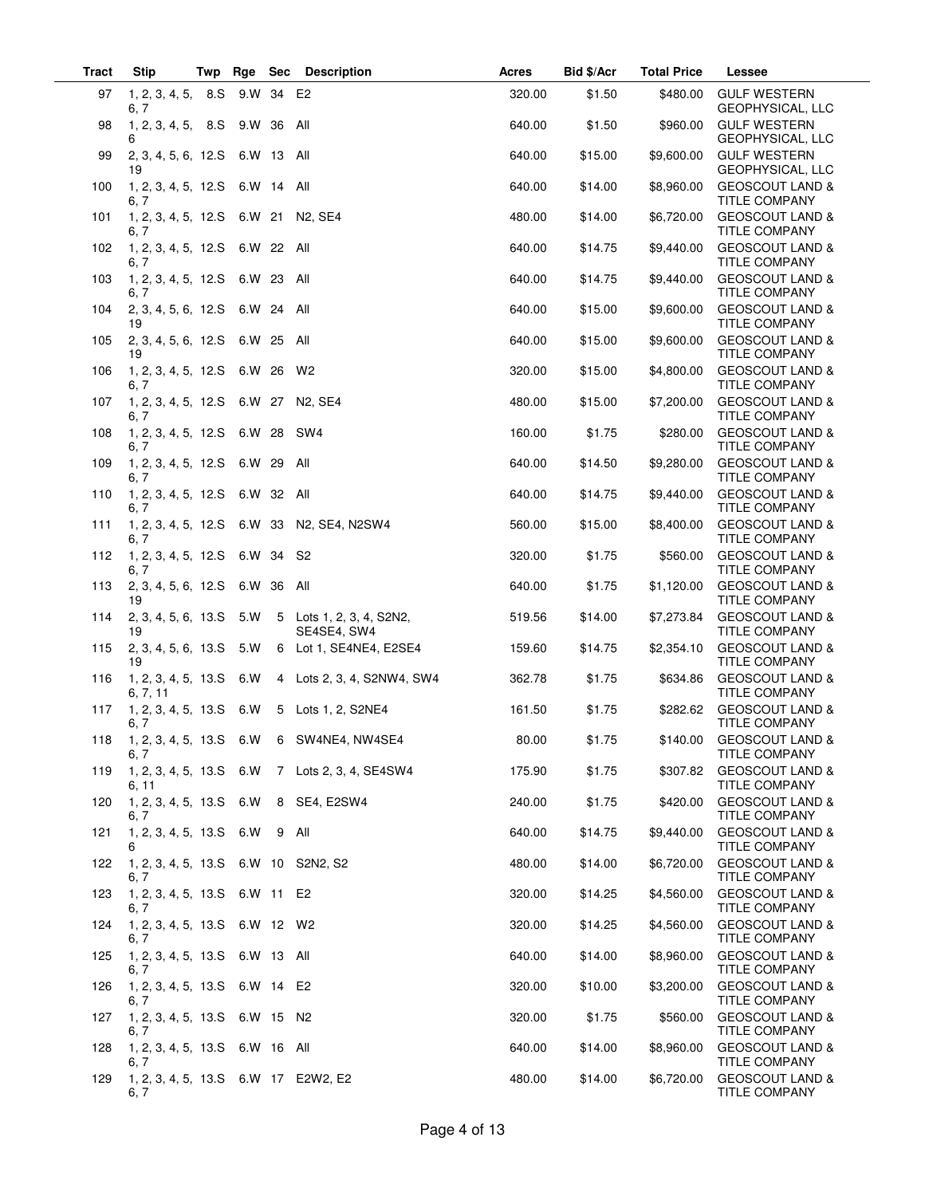| Tract | Stip | Twp | Rge | Sec | Description | Acres | Bid $/Acr | Total Price | Lessee |
|---|---|---|---|---|---|---|---|---|---|
| 97 | 1, 2, 3, 4, 5, 6, 7 | 8.S | 9.W | 34 | E2 | 320.00 | $1.50 | $480.00 | GULF WESTERN GEOPHYSICAL, LLC |
| 98 | 1, 2, 3, 4, 5, 6 | 8.S | 9.W | 36 | All | 640.00 | $1.50 | $960.00 | GULF WESTERN GEOPHYSICAL, LLC |
| 99 | 2, 3, 4, 5, 6, 19 | 12.S | 6.W | 13 | All | 640.00 | $15.00 | $9,600.00 | GULF WESTERN GEOPHYSICAL, LLC |
| 100 | 1, 2, 3, 4, 5, 6, 7 | 12.S | 6.W | 14 | All | 640.00 | $14.00 | $8,960.00 | GEOSCOUT LAND & TITLE COMPANY |
| 101 | 1, 2, 3, 4, 5, 6, 7 | 12.S | 6.W | 21 | N2, SE4 | 480.00 | $14.00 | $6,720.00 | GEOSCOUT LAND & TITLE COMPANY |
| 102 | 1, 2, 3, 4, 5, 6, 7 | 12.S | 6.W | 22 | All | 640.00 | $14.75 | $9,440.00 | GEOSCOUT LAND & TITLE COMPANY |
| 103 | 1, 2, 3, 4, 5, 6, 7 | 12.S | 6.W | 23 | All | 640.00 | $14.75 | $9,440.00 | GEOSCOUT LAND & TITLE COMPANY |
| 104 | 2, 3, 4, 5, 6, 19 | 12.S | 6.W | 24 | All | 640.00 | $15.00 | $9,600.00 | GEOSCOUT LAND & TITLE COMPANY |
| 105 | 2, 3, 4, 5, 6, 19 | 12.S | 6.W | 25 | All | 640.00 | $15.00 | $9,600.00 | GEOSCOUT LAND & TITLE COMPANY |
| 106 | 1, 2, 3, 4, 5, 6, 7 | 12.S | 6.W | 26 | W2 | 320.00 | $15.00 | $4,800.00 | GEOSCOUT LAND & TITLE COMPANY |
| 107 | 1, 2, 3, 4, 5, 6, 7 | 12.S | 6.W | 27 | N2, SE4 | 480.00 | $15.00 | $7,200.00 | GEOSCOUT LAND & TITLE COMPANY |
| 108 | 1, 2, 3, 4, 5, 6, 7 | 12.S | 6.W | 28 | SW4 | 160.00 | $1.75 | $280.00 | GEOSCOUT LAND & TITLE COMPANY |
| 109 | 1, 2, 3, 4, 5, 6, 7 | 12.S | 6.W | 29 | All | 640.00 | $14.50 | $9,280.00 | GEOSCOUT LAND & TITLE COMPANY |
| 110 | 1, 2, 3, 4, 5, 6, 7 | 12.S | 6.W | 32 | All | 640.00 | $14.75 | $9,440.00 | GEOSCOUT LAND & TITLE COMPANY |
| 111 | 1, 2, 3, 4, 5, 6, 7 | 12.S | 6.W | 33 | N2, SE4, N2SW4 | 560.00 | $15.00 | $8,400.00 | GEOSCOUT LAND & TITLE COMPANY |
| 112 | 1, 2, 3, 4, 5, 6, 7 | 12.S | 6.W | 34 | S2 | 320.00 | $1.75 | $560.00 | GEOSCOUT LAND & TITLE COMPANY |
| 113 | 2, 3, 4, 5, 6, 19 | 12.S | 6.W | 36 | All | 640.00 | $1.75 | $1,120.00 | GEOSCOUT LAND & TITLE COMPANY |
| 114 | 2, 3, 4, 5, 6, 19 | 13.S | 5.W | 5 | Lots 1, 2, 3, 4, S2N2, SE4SE4, SW4 | 519.56 | $14.00 | $7,273.84 | GEOSCOUT LAND & TITLE COMPANY |
| 115 | 2, 3, 4, 5, 6, 19 | 13.S | 5.W | 6 | Lot 1, SE4NE4, E2SE4 | 159.60 | $14.75 | $2,354.10 | GEOSCOUT LAND & TITLE COMPANY |
| 116 | 1, 2, 3, 4, 5, 6, 7, 11 | 13.S | 6.W | 4 | Lots 2, 3, 4, S2NW4, SW4 | 362.78 | $1.75 | $634.86 | GEOSCOUT LAND & TITLE COMPANY |
| 117 | 1, 2, 3, 4, 5, 6, 7 | 13.S | 6.W | 5 | Lots 1, 2, S2NE4 | 161.50 | $1.75 | $282.62 | GEOSCOUT LAND & TITLE COMPANY |
| 118 | 1, 2, 3, 4, 5, 6, 7 | 13.S | 6.W | 6 | SW4NE4, NW4SE4 | 80.00 | $1.75 | $140.00 | GEOSCOUT LAND & TITLE COMPANY |
| 119 | 1, 2, 3, 4, 5, 6, 11 | 13.S | 6.W | 7 | Lots 2, 3, 4, SE4SW4 | 175.90 | $1.75 | $307.82 | GEOSCOUT LAND & TITLE COMPANY |
| 120 | 1, 2, 3, 4, 5, 6, 7 | 13.S | 6.W | 8 | SE4, E2SW4 | 240.00 | $1.75 | $420.00 | GEOSCOUT LAND & TITLE COMPANY |
| 121 | 1, 2, 3, 4, 5, 6 | 13.S | 6.W | 9 | All | 640.00 | $14.75 | $9,440.00 | GEOSCOUT LAND & TITLE COMPANY |
| 122 | 1, 2, 3, 4, 5, 6, 7 | 13.S | 6.W | 10 | S2N2, S2 | 480.00 | $14.00 | $6,720.00 | GEOSCOUT LAND & TITLE COMPANY |
| 123 | 1, 2, 3, 4, 5, 6, 7 | 13.S | 6.W | 11 | E2 | 320.00 | $14.25 | $4,560.00 | GEOSCOUT LAND & TITLE COMPANY |
| 124 | 1, 2, 3, 4, 5, 6, 7 | 13.S | 6.W | 12 | W2 | 320.00 | $14.25 | $4,560.00 | GEOSCOUT LAND & TITLE COMPANY |
| 125 | 1, 2, 3, 4, 5, 6, 7 | 13.S | 6.W | 13 | All | 640.00 | $14.00 | $8,960.00 | GEOSCOUT LAND & TITLE COMPANY |
| 126 | 1, 2, 3, 4, 5, 6, 7 | 13.S | 6.W | 14 | E2 | 320.00 | $10.00 | $3,200.00 | GEOSCOUT LAND & TITLE COMPANY |
| 127 | 1, 2, 3, 4, 5, 6, 7 | 13.S | 6.W | 15 | N2 | 320.00 | $1.75 | $560.00 | GEOSCOUT LAND & TITLE COMPANY |
| 128 | 1, 2, 3, 4, 5, 6, 7 | 13.S | 6.W | 16 | All | 640.00 | $14.00 | $8,960.00 | GEOSCOUT LAND & TITLE COMPANY |
| 129 | 1, 2, 3, 4, 5, 6, 7 | 13.S | 6.W | 17 | E2W2, E2 | 480.00 | $14.00 | $6,720.00 | GEOSCOUT LAND & TITLE COMPANY |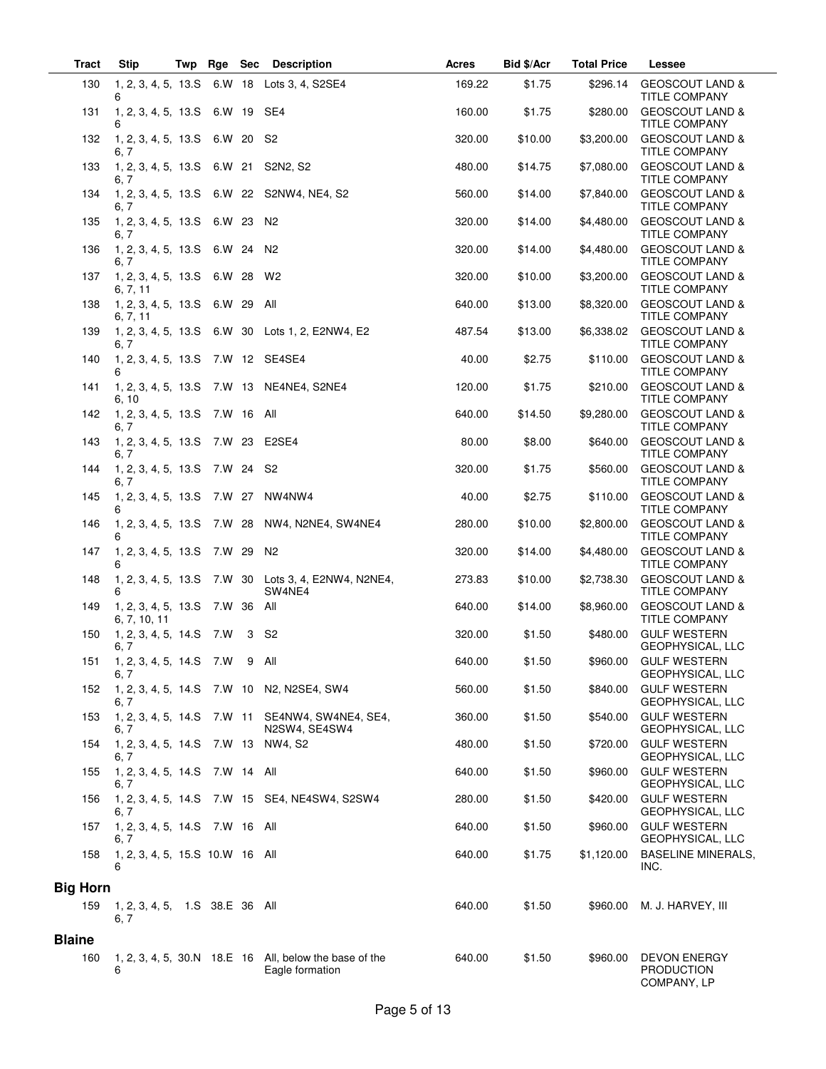| Tract | Stip | Twp | Rge | Sec | Description | Acres | Bid $/Acr | Total Price | Lessee |
|---|---|---|---|---|---|---|---|---|---|
| 130 | 1, 2, 3, 4, 5, 6 | 13.S | 6.W | 18 | Lots 3, 4, S2SE4 | 169.22 | $1.75 | $296.14 | GEOSCOUT LAND & TITLE COMPANY |
| 131 | 1, 2, 3, 4, 5, 6 | 13.S | 6.W | 19 | SE4 | 160.00 | $1.75 | $280.00 | GEOSCOUT LAND & TITLE COMPANY |
| 132 | 1, 2, 3, 4, 5, 6, 7 | 13.S | 6.W | 20 | S2 | 320.00 | $10.00 | $3,200.00 | GEOSCOUT LAND & TITLE COMPANY |
| 133 | 1, 2, 3, 4, 5, 6, 7 | 13.S | 6.W | 21 | S2N2, S2 | 480.00 | $14.75 | $7,080.00 | GEOSCOUT LAND & TITLE COMPANY |
| 134 | 1, 2, 3, 4, 5, 6, 7 | 13.S | 6.W | 22 | S2NW4, NE4, S2 | 560.00 | $14.00 | $7,840.00 | GEOSCOUT LAND & TITLE COMPANY |
| 135 | 1, 2, 3, 4, 5, 6, 7 | 13.S | 6.W | 23 | N2 | 320.00 | $14.00 | $4,480.00 | GEOSCOUT LAND & TITLE COMPANY |
| 136 | 1, 2, 3, 4, 5, 6, 7 | 13.S | 6.W | 24 | N2 | 320.00 | $14.00 | $4,480.00 | GEOSCOUT LAND & TITLE COMPANY |
| 137 | 1, 2, 3, 4, 5, 6, 7, 11 | 13.S | 6.W | 28 | W2 | 320.00 | $10.00 | $3,200.00 | GEOSCOUT LAND & TITLE COMPANY |
| 138 | 1, 2, 3, 4, 5, 6, 7, 11 | 13.S | 6.W | 29 | All | 640.00 | $13.00 | $8,320.00 | GEOSCOUT LAND & TITLE COMPANY |
| 139 | 1, 2, 3, 4, 5, 6, 7 | 13.S | 6.W | 30 | Lots 1, 2, E2NW4, E2 | 487.54 | $13.00 | $6,338.02 | GEOSCOUT LAND & TITLE COMPANY |
| 140 | 1, 2, 3, 4, 5, 6 | 13.S | 7.W | 12 | SE4SE4 | 40.00 | $2.75 | $110.00 | GEOSCOUT LAND & TITLE COMPANY |
| 141 | 1, 2, 3, 4, 5, 6, 10 | 13.S | 7.W | 13 | NE4NE4, S2NE4 | 120.00 | $1.75 | $210.00 | GEOSCOUT LAND & TITLE COMPANY |
| 142 | 1, 2, 3, 4, 5, 6, 7 | 13.S | 7.W | 16 | All | 640.00 | $14.50 | $9,280.00 | GEOSCOUT LAND & TITLE COMPANY |
| 143 | 1, 2, 3, 4, 5, 6, 7 | 13.S | 7.W | 23 | E2SE4 | 80.00 | $8.00 | $640.00 | GEOSCOUT LAND & TITLE COMPANY |
| 144 | 1, 2, 3, 4, 5, 6, 7 | 13.S | 7.W | 24 | S2 | 320.00 | $1.75 | $560.00 | GEOSCOUT LAND & TITLE COMPANY |
| 145 | 1, 2, 3, 4, 5, 6 | 13.S | 7.W | 27 | NW4NW4 | 40.00 | $2.75 | $110.00 | GEOSCOUT LAND & TITLE COMPANY |
| 146 | 1, 2, 3, 4, 5, 6 | 13.S | 7.W | 28 | NW4, N2NE4, SW4NE4 | 280.00 | $10.00 | $2,800.00 | GEOSCOUT LAND & TITLE COMPANY |
| 147 | 1, 2, 3, 4, 5, 6 | 13.S | 7.W | 29 | N2 | 320.00 | $14.00 | $4,480.00 | GEOSCOUT LAND & TITLE COMPANY |
| 148 | 1, 2, 3, 4, 5, 6 | 13.S | 7.W | 30 | Lots 3, 4, E2NW4, N2NE4, SW4NE4 | 273.83 | $10.00 | $2,738.30 | GEOSCOUT LAND & TITLE COMPANY |
| 149 | 1, 2, 3, 4, 5, 6, 7, 10, 11 | 13.S | 7.W | 36 | All | 640.00 | $14.00 | $8,960.00 | GEOSCOUT LAND & TITLE COMPANY |
| 150 | 1, 2, 3, 4, 5, 6, 7 | 14.S | 7.W | 3 | S2 | 320.00 | $1.50 | $480.00 | GULF WESTERN GEOPHYSICAL, LLC |
| 151 | 1, 2, 3, 4, 5, 6, 7 | 14.S | 7.W | 9 | All | 640.00 | $1.50 | $960.00 | GULF WESTERN GEOPHYSICAL, LLC |
| 152 | 1, 2, 3, 4, 5, 6, 7 | 14.S | 7.W | 10 | N2, N2SE4, SW4 | 560.00 | $1.50 | $840.00 | GULF WESTERN GEOPHYSICAL, LLC |
| 153 | 1, 2, 3, 4, 5, 6, 7 | 14.S | 7.W | 11 | SE4NW4, SW4NE4, SE4, N2SW4, SE4SW4 | 360.00 | $1.50 | $540.00 | GULF WESTERN GEOPHYSICAL, LLC |
| 154 | 1, 2, 3, 4, 5, 6, 7 | 14.S | 7.W | 13 | NW4, S2 | 480.00 | $1.50 | $720.00 | GULF WESTERN GEOPHYSICAL, LLC |
| 155 | 1, 2, 3, 4, 5, 6, 7 | 14.S | 7.W | 14 | All | 640.00 | $1.50 | $960.00 | GULF WESTERN GEOPHYSICAL, LLC |
| 156 | 1, 2, 3, 4, 5, 6, 7 | 14.S | 7.W | 15 | SE4, NE4SW4, S2SW4 | 280.00 | $1.50 | $420.00 | GULF WESTERN GEOPHYSICAL, LLC |
| 157 | 1, 2, 3, 4, 5, 6, 7 | 14.S | 7.W | 16 | All | 640.00 | $1.50 | $960.00 | GULF WESTERN GEOPHYSICAL, LLC |
| 158 | 1, 2, 3, 4, 5, 6 | 15.S | 10.W | 16 | All | 640.00 | $1.75 | $1,120.00 | BASELINE MINERALS, INC. |

## Big Horn

| Tract | Stip | Twp | Rge | Sec | Description | Acres | Bid $/Acr | Total Price | Lessee |
|---|---|---|---|---|---|---|---|---|---|
| 159 | 1, 2, 3, 4, 5, 6, 7 | 1.S | 38.E | 36 | All | 640.00 | $1.50 | $960.00 | M. J. HARVEY, III |

## Blaine

| Tract | Stip | Twp | Rge | Sec | Description | Acres | Bid $/Acr | Total Price | Lessee |
|---|---|---|---|---|---|---|---|---|---|
| 160 | 1, 2, 3, 4, 5, 6 | 30.N | 18.E | 16 | All, below the base of the Eagle formation | 640.00 | $1.50 | $960.00 | DEVON ENERGY PRODUCTION COMPANY, LP |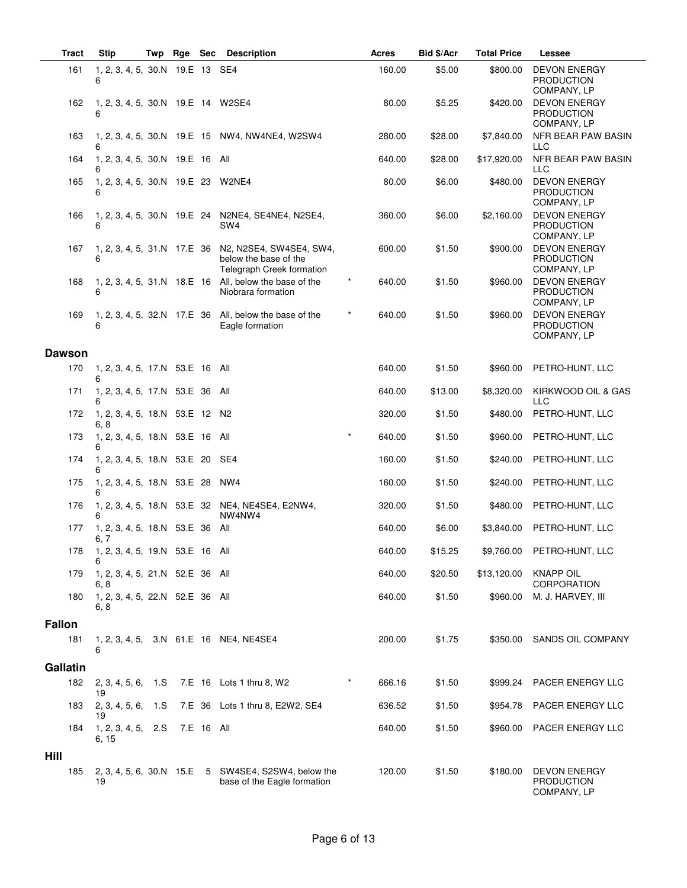| Tract | Stip | Twp | Rge | Sec | Description | | Acres | Bid $/Acr | Total Price | Lessee |
|---|---|---|---|---|---|---|---|---|---|---|
| 161 | 1, 2, 3, 4, 5, 6 | 30.N | 19.E | 13 | SE4 | | 160.00 | $5.00 | $800.00 | DEVON ENERGY PRODUCTION COMPANY, LP |
| 162 | 1, 2, 3, 4, 5, 6 | 30.N | 19.E | 14 | W2SE4 | | 80.00 | $5.25 | $420.00 | DEVON ENERGY PRODUCTION COMPANY, LP |
| 163 | 1, 2, 3, 4, 5, 6 | 30.N | 19.E | 15 | NW4, NW4NE4, W2SW4 | | 280.00 | $28.00 | $7,840.00 | NFR BEAR PAW BASIN LLC |
| 164 | 1, 2, 3, 4, 5, 6 | 30.N | 19.E | 16 | All | | 640.00 | $28.00 | $17,920.00 | NFR BEAR PAW BASIN LLC |
| 165 | 1, 2, 3, 4, 5, 6 | 30.N | 19.E | 23 | W2NE4 | | 80.00 | $6.00 | $480.00 | DEVON ENERGY PRODUCTION COMPANY, LP |
| 166 | 1, 2, 3, 4, 5, 6 | 30.N | 19.E | 24 | N2NE4, SE4NE4, N2SE4, SW4 | | 360.00 | $6.00 | $2,160.00 | DEVON ENERGY PRODUCTION COMPANY, LP |
| 167 | 1, 2, 3, 4, 5, 6 | 31.N | 17.E | 36 | N2, N2SE4, SW4SE4, SW4, below the base of the Telegraph Creek formation | | 600.00 | $1.50 | $900.00 | DEVON ENERGY PRODUCTION COMPANY, LP |
| 168 | 1, 2, 3, 4, 5, 6 | 31.N | 18.E | 16 | All, below the base of the Niobrara formation | * | 640.00 | $1.50 | $960.00 | DEVON ENERGY PRODUCTION COMPANY, LP |
| 169 | 1, 2, 3, 4, 5, 6 | 32.N | 17.E | 36 | All, below the base of the Eagle formation | * | 640.00 | $1.50 | $960.00 | DEVON ENERGY PRODUCTION COMPANY, LP |
| **Dawson** | | | | | | | | | | |
| 170 | 1, 2, 3, 4, 5, 6 | 17.N | 53.E | 16 | All | | 640.00 | $1.50 | $960.00 | PETRO-HUNT, LLC |
| 171 | 1, 2, 3, 4, 5, 6 | 17.N | 53.E | 36 | All | | 640.00 | $13.00 | $8,320.00 | KIRKWOOD OIL & GAS LLC |
| 172 | 1, 2, 3, 4, 5, 6, 8 | 18.N | 53.E | 12 | N2 | | 320.00 | $1.50 | $480.00 | PETRO-HUNT, LLC |
| 173 | 1, 2, 3, 4, 5, 6 | 18.N | 53.E | 16 | All | * | 640.00 | $1.50 | $960.00 | PETRO-HUNT, LLC |
| 174 | 1, 2, 3, 4, 5, 6 | 18.N | 53.E | 20 | SE4 | | 160.00 | $1.50 | $240.00 | PETRO-HUNT, LLC |
| 175 | 1, 2, 3, 4, 5, 6 | 18.N | 53.E | 28 | NW4 | | 160.00 | $1.50 | $240.00 | PETRO-HUNT, LLC |
| 176 | 1, 2, 3, 4, 5, 6 | 18.N | 53.E | 32 | NE4, NE4SE4, E2NW4, NW4NW4 | | 320.00 | $1.50 | $480.00 | PETRO-HUNT, LLC |
| 177 | 1, 2, 3, 4, 5, 6, 7 | 18.N | 53.E | 36 | All | | 640.00 | $6.00 | $3,840.00 | PETRO-HUNT, LLC |
| 178 | 1, 2, 3, 4, 5, 6 | 19.N | 53.E | 16 | All | | 640.00 | $15.25 | $9,760.00 | PETRO-HUNT, LLC |
| 179 | 1, 2, 3, 4, 5, 6, 8 | 21.N | 52.E | 36 | All | | 640.00 | $20.50 | $13,120.00 | KNAPP OIL CORPORATION |
| 180 | 1, 2, 3, 4, 5, 6, 8 | 22.N | 52.E | 36 | All | | 640.00 | $1.50 | $960.00 | M. J. HARVEY, III |
| **Fallon** | | | | | | | | | | |
| 181 | 1, 2, 3, 4, 5, 6 | 3.N | 61.E | 16 | NE4, NE4SE4 | | 200.00 | $1.75 | $350.00 | SANDS OIL COMPANY |
| **Gallatin** | | | | | | | | | | |
| 182 | 2, 3, 4, 5, 6, 19 | 1.S | 7.E | 16 | Lots 1 thru 8, W2 | * | 666.16 | $1.50 | $999.24 | PACER ENERGY LLC |
| 183 | 2, 3, 4, 5, 6, 19 | 1.S | 7.E | 36 | Lots 1 thru 8, E2W2, SE4 | | 636.52 | $1.50 | $954.78 | PACER ENERGY LLC |
| 184 | 1, 2, 3, 4, 5, 6, 15 | 2.S | 7.E | 16 | All | | 640.00 | $1.50 | $960.00 | PACER ENERGY LLC |
| **Hill** | | | | | | | | | | |
| 185 | 2, 3, 4, 5, 6, 19 | 30.N | 15.E | 5 | SW4SE4, S2SW4, below the base of the Eagle formation | | 120.00 | $1.50 | $180.00 | DEVON ENERGY PRODUCTION COMPANY, LP |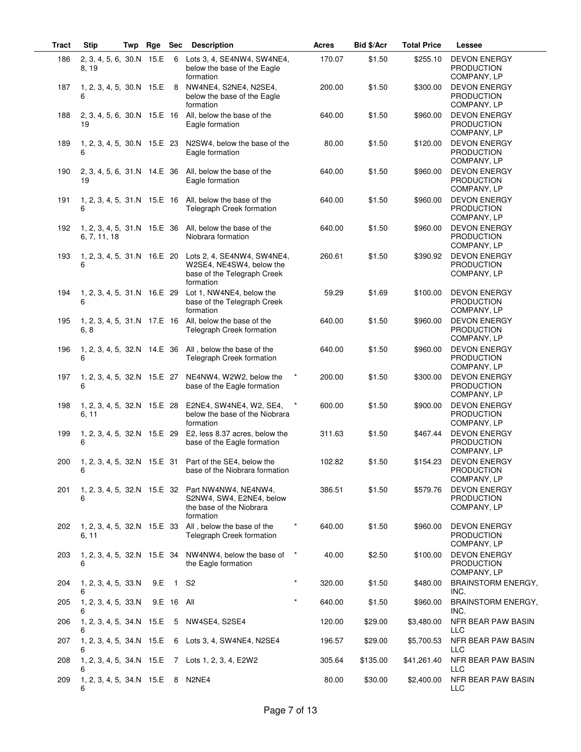| Tract | Stip | Twp | Rge | Sec | Description | | Acres | Bid $/Acr | Total Price | Lessee |
|---|---|---|---|---|---|---|---|---|---|---|
| 186 | 2, 3, 4, 5, 6, 8, 19 | 30.N | 15.E | 6 | Lots 3, 4, SE4NW4, SW4NE4, below the base of the Eagle formation | | 170.07 | $1.50 | $255.10 | DEVON ENERGY PRODUCTION COMPANY, LP |
| 187 | 1, 2, 3, 4, 5, 6 | 30.N | 15.E | 8 | NW4NE4, S2NE4, N2SE4, below the base of the Eagle formation | | 200.00 | $1.50 | $300.00 | DEVON ENERGY PRODUCTION COMPANY, LP |
| 188 | 2, 3, 4, 5, 6, 19 | 30.N | 15.E | 16 | All, below the base of the Eagle formation | | 640.00 | $1.50 | $960.00 | DEVON ENERGY PRODUCTION COMPANY, LP |
| 189 | 1, 2, 3, 4, 5, 6 | 30.N | 15.E | 23 | N2SW4, below the base of the Eagle formation | | 80.00 | $1.50 | $120.00 | DEVON ENERGY PRODUCTION COMPANY, LP |
| 190 | 2, 3, 4, 5, 6, 19 | 31.N | 14.E | 36 | All, below the base of the Eagle formation | | 640.00 | $1.50 | $960.00 | DEVON ENERGY PRODUCTION COMPANY, LP |
| 191 | 1, 2, 3, 4, 5, 6 | 31.N | 15.E | 16 | All, below the base of the Telegraph Creek formation | | 640.00 | $1.50 | $960.00 | DEVON ENERGY PRODUCTION COMPANY, LP |
| 192 | 1, 2, 3, 4, 5, 6, 7, 11, 18 | 31.N | 15.E | 36 | All, below the base of the Niobrara formation | | 640.00 | $1.50 | $960.00 | DEVON ENERGY PRODUCTION COMPANY, LP |
| 193 | 1, 2, 3, 4, 5, 6 | 31.N | 16.E | 20 | Lots 2, 4, SE4NW4, SW4NE4, W2SE4, NE4SW4, below the base of the Telegraph Creek formation | | 260.61 | $1.50 | $390.92 | DEVON ENERGY PRODUCTION COMPANY, LP |
| 194 | 1, 2, 3, 4, 5, 6 | 31.N | 16.E | 29 | Lot 1, NW4NE4, below the base of the Telegraph Creek formation | | 59.29 | $1.69 | $100.00 | DEVON ENERGY PRODUCTION COMPANY, LP |
| 195 | 1, 2, 3, 4, 5, 6, 8 | 31.N | 17.E | 16 | All, below the base of the Telegraph Creek formation | | 640.00 | $1.50 | $960.00 | DEVON ENERGY PRODUCTION COMPANY, LP |
| 196 | 1, 2, 3, 4, 5, 6 | 32.N | 14.E | 36 | All , below the base of the Telegraph Creek formation | | 640.00 | $1.50 | $960.00 | DEVON ENERGY PRODUCTION COMPANY, LP |
| 197 | 1, 2, 3, 4, 5, 6 | 32.N | 15.E | 27 | NE4NW4, W2W2, below the base of the Eagle formation | * | 200.00 | $1.50 | $300.00 | DEVON ENERGY PRODUCTION COMPANY, LP |
| 198 | 1, 2, 3, 4, 5, 6, 11 | 32.N | 15.E | 28 | E2NE4, SW4NE4, W2, SE4, below the base of the Niobrara formation | * | 600.00 | $1.50 | $900.00 | DEVON ENERGY PRODUCTION COMPANY, LP |
| 199 | 1, 2, 3, 4, 5, 6 | 32.N | 15.E | 29 | E2, less 8.37 acres, below the base of the Eagle formation | | 311.63 | $1.50 | $467.44 | DEVON ENERGY PRODUCTION COMPANY, LP |
| 200 | 1, 2, 3, 4, 5, 6 | 32.N | 15.E | 31 | Part of the SE4, below the base of the Niobrara formation | | 102.82 | $1.50 | $154.23 | DEVON ENERGY PRODUCTION COMPANY, LP |
| 201 | 1, 2, 3, 4, 5, 6 | 32.N | 15.E | 32 | Part NW4NW4, NE4NW4, S2NW4, SW4, E2NE4, below the base of the Niobrara formation | | 386.51 | $1.50 | $579.76 | DEVON ENERGY PRODUCTION COMPANY, LP |
| 202 | 1, 2, 3, 4, 5, 6, 11 | 32.N | 15.E | 33 | All , below the base of the Telegraph Creek formation | * | 640.00 | $1.50 | $960.00 | DEVON ENERGY PRODUCTION COMPANY, LP |
| 203 | 1, 2, 3, 4, 5, 6 | 32.N | 15.E | 34 | NW4NW4, below the base of the Eagle formation | * | 40.00 | $2.50 | $100.00 | DEVON ENERGY PRODUCTION COMPANY, LP |
| 204 | 1, 2, 3, 4, 5, 6 | 33.N | 9.E | 1 | S2 | * | 320.00 | $1.50 | $480.00 | BRAINSTORM ENERGY, INC. |
| 205 | 1, 2, 3, 4, 5, 6 | 33.N | 9.E | 16 | All | * | 640.00 | $1.50 | $960.00 | BRAINSTORM ENERGY, INC. |
| 206 | 1, 2, 3, 4, 5, 6 | 34.N | 15.E | 5 | NW4SE4, S2SE4 | | 120.00 | $29.00 | $3,480.00 | NFR BEAR PAW BASIN LLC |
| 207 | 1, 2, 3, 4, 5, 6 | 34.N | 15.E | 6 | Lots 3, 4, SW4NE4, N2SE4 | | 196.57 | $29.00 | $5,700.53 | NFR BEAR PAW BASIN LLC |
| 208 | 1, 2, 3, 4, 5, 6 | 34.N | 15.E | 7 | Lots 1, 2, 3, 4, E2W2 | | 305.64 | $135.00 | $41,261.40 | NFR BEAR PAW BASIN LLC |
| 209 | 1, 2, 3, 4, 5, 6 | 34.N | 15.E | 8 | N2NE4 | | 80.00 | $30.00 | $2,400.00 | NFR BEAR PAW BASIN LLC |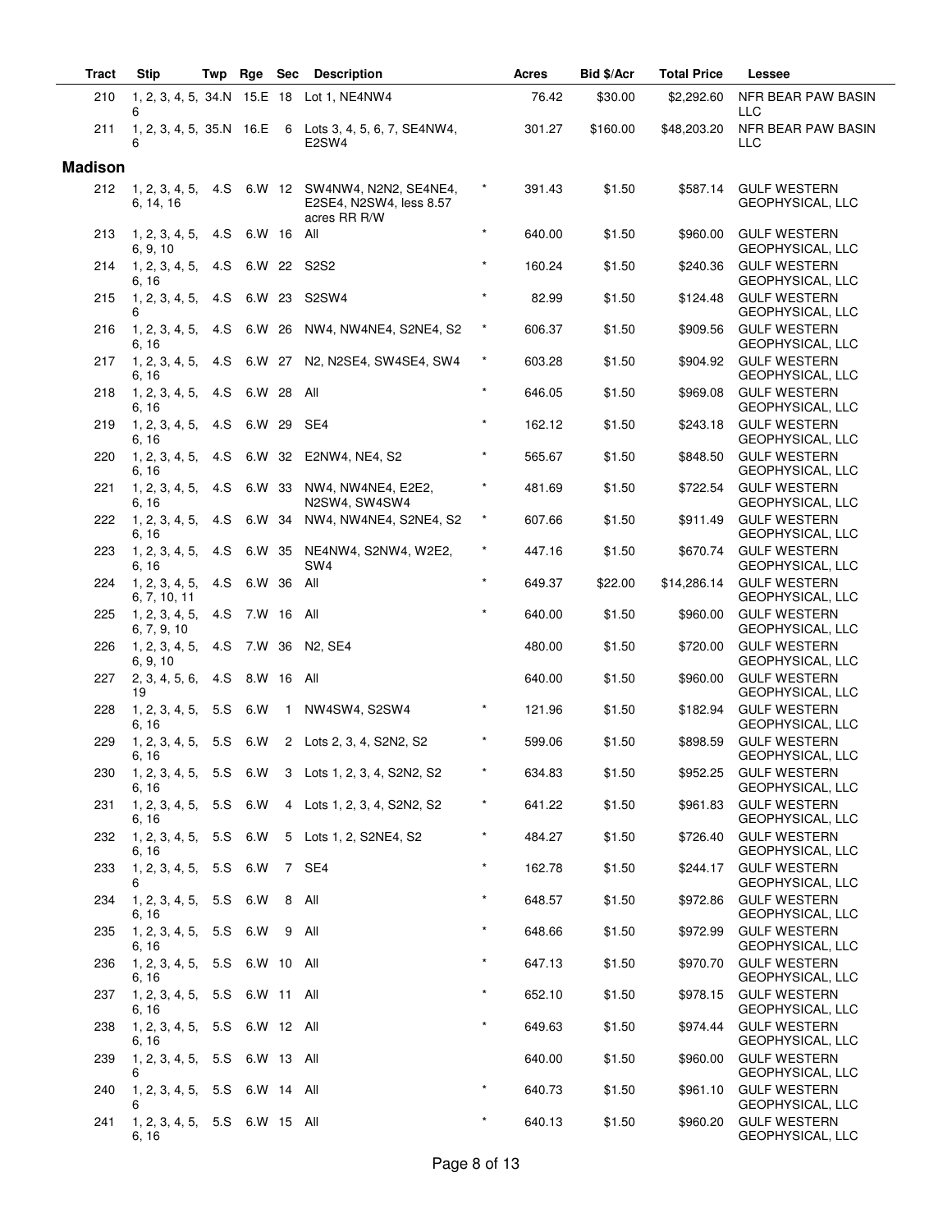| Tract | Stip | Twp | Rge | Sec | Description | | Acres | Bid $/Acr | Total Price | Lessee |
|---|---|---|---|---|---|---|---|---|---|---|
| 210 | 1, 2, 3, 4, 5, 6 | 34.N | 15.E | 18 | Lot 1, NE4NW4 | | 76.42 | $30.00 | $2,292.60 | NFR BEAR PAW BASIN LLC |
| 211 | 1, 2, 3, 4, 5, 6 | 35.N | 16.E | 6 | Lots 3, 4, 5, 6, 7, SE4NW4, E2SW4 | | 301.27 | $160.00 | $48,203.20 | NFR BEAR PAW BASIN LLC |
| **Madison** | | | | | | | | | | |
| 212 | 1, 2, 3, 4, 5, 6, 14, 16 | 4.S | 6.W | 12 | SW4NW4, N2N2, SE4NE4, E2SE4, N2SW4, less 8.57 acres RR R/W | * | 391.43 | $1.50 | $587.14 | GULF WESTERN GEOPHYSICAL, LLC |
| 213 | 1, 2, 3, 4, 5, 6, 9, 10 | 4.S | 6.W | 16 | All | * | 640.00 | $1.50 | $960.00 | GULF WESTERN GEOPHYSICAL, LLC |
| 214 | 1, 2, 3, 4, 5, 6, 16 | 4.S | 6.W | 22 | S2S2 | * | 160.24 | $1.50 | $240.36 | GULF WESTERN GEOPHYSICAL, LLC |
| 215 | 1, 2, 3, 4, 5, 6 | 4.S | 6.W | 23 | S2SW4 | * | 82.99 | $1.50 | $124.48 | GULF WESTERN GEOPHYSICAL, LLC |
| 216 | 1, 2, 3, 4, 5, 6, 16 | 4.S | 6.W | 26 | NW4, NW4NE4, S2NE4, S2 | * | 606.37 | $1.50 | $909.56 | GULF WESTERN GEOPHYSICAL, LLC |
| 217 | 1, 2, 3, 4, 5, 6, 16 | 4.S | 6.W | 27 | N2, N2SE4, SW4SE4, SW4 | * | 603.28 | $1.50 | $904.92 | GULF WESTERN GEOPHYSICAL, LLC |
| 218 | 1, 2, 3, 4, 5, 6, 16 | 4.S | 6.W | 28 | All | * | 646.05 | $1.50 | $969.08 | GULF WESTERN GEOPHYSICAL, LLC |
| 219 | 1, 2, 3, 4, 5, 6, 16 | 4.S | 6.W | 29 | SE4 | * | 162.12 | $1.50 | $243.18 | GULF WESTERN GEOPHYSICAL, LLC |
| 220 | 1, 2, 3, 4, 5, 6, 16 | 4.S | 6.W | 32 | E2NW4, NE4, S2 | * | 565.67 | $1.50 | $848.50 | GULF WESTERN GEOPHYSICAL, LLC |
| 221 | 1, 2, 3, 4, 5, 6, 16 | 4.S | 6.W | 33 | NW4, NW4NE4, E2E2, N2SW4, SW4SW4 | * | 481.69 | $1.50 | $722.54 | GULF WESTERN GEOPHYSICAL, LLC |
| 222 | 1, 2, 3, 4, 5, 6, 16 | 4.S | 6.W | 34 | NW4, NW4NE4, S2NE4, S2 | * | 607.66 | $1.50 | $911.49 | GULF WESTERN GEOPHYSICAL, LLC |
| 223 | 1, 2, 3, 4, 5, 6, 16 | 4.S | 6.W | 35 | NE4NW4, S2NW4, W2E2, SW4 | * | 447.16 | $1.50 | $670.74 | GULF WESTERN GEOPHYSICAL, LLC |
| 224 | 1, 2, 3, 4, 5, 6, 7, 10, 11 | 4.S | 6.W | 36 | All | * | 649.37 | $22.00 | $14,286.14 | GULF WESTERN GEOPHYSICAL, LLC |
| 225 | 1, 2, 3, 4, 5, 6, 7, 9, 10 | 4.S | 7.W | 16 | All | * | 640.00 | $1.50 | $960.00 | GULF WESTERN GEOPHYSICAL, LLC |
| 226 | 1, 2, 3, 4, 5, 6, 9, 10 | 4.S | 7.W | 36 | N2, SE4 | | 480.00 | $1.50 | $720.00 | GULF WESTERN GEOPHYSICAL, LLC |
| 227 | 2, 3, 4, 5, 6, 19 | 4.S | 8.W | 16 | All | | 640.00 | $1.50 | $960.00 | GULF WESTERN GEOPHYSICAL, LLC |
| 228 | 1, 2, 3, 4, 5, 6, 16 | 5.S | 6.W | 1 | NW4SW4, S2SW4 | * | 121.96 | $1.50 | $182.94 | GULF WESTERN GEOPHYSICAL, LLC |
| 229 | 1, 2, 3, 4, 5, 6, 16 | 5.S | 6.W | 2 | Lots 2, 3, 4, S2N2, S2 | * | 599.06 | $1.50 | $898.59 | GULF WESTERN GEOPHYSICAL, LLC |
| 230 | 1, 2, 3, 4, 5, 6, 16 | 5.S | 6.W | 3 | Lots 1, 2, 3, 4, S2N2, S2 | * | 634.83 | $1.50 | $952.25 | GULF WESTERN GEOPHYSICAL, LLC |
| 231 | 1, 2, 3, 4, 5, 6, 16 | 5.S | 6.W | 4 | Lots 1, 2, 3, 4, S2N2, S2 | * | 641.22 | $1.50 | $961.83 | GULF WESTERN GEOPHYSICAL, LLC |
| 232 | 1, 2, 3, 4, 5, 6, 16 | 5.S | 6.W | 5 | Lots 1, 2, S2NE4, S2 | * | 484.27 | $1.50 | $726.40 | GULF WESTERN GEOPHYSICAL, LLC |
| 233 | 1, 2, 3, 4, 5, 6 | 5.S | 6.W | 7 | SE4 | * | 162.78 | $1.50 | $244.17 | GULF WESTERN GEOPHYSICAL, LLC |
| 234 | 1, 2, 3, 4, 5, 6, 16 | 5.S | 6.W | 8 | All | * | 648.57 | $1.50 | $972.86 | GULF WESTERN GEOPHYSICAL, LLC |
| 235 | 1, 2, 3, 4, 5, 6, 16 | 5.S | 6.W | 9 | All | * | 648.66 | $1.50 | $972.99 | GULF WESTERN GEOPHYSICAL, LLC |
| 236 | 1, 2, 3, 4, 5, 6, 16 | 5.S | 6.W | 10 | All | * | 647.13 | $1.50 | $970.70 | GULF WESTERN GEOPHYSICAL, LLC |
| 237 | 1, 2, 3, 4, 5, 6, 16 | 5.S | 6.W | 11 | All | * | 652.10 | $1.50 | $978.15 | GULF WESTERN GEOPHYSICAL, LLC |
| 238 | 1, 2, 3, 4, 5, 6, 16 | 5.S | 6.W | 12 | All | * | 649.63 | $1.50 | $974.44 | GULF WESTERN GEOPHYSICAL, LLC |
| 239 | 1, 2, 3, 4, 5, 6 | 5.S | 6.W | 13 | All | | 640.00 | $1.50 | $960.00 | GULF WESTERN GEOPHYSICAL, LLC |
| 240 | 1, 2, 3, 4, 5, 6 | 5.S | 6.W | 14 | All | * | 640.73 | $1.50 | $961.10 | GULF WESTERN GEOPHYSICAL, LLC |
| 241 | 1, 2, 3, 4, 5, 6, 16 | 5.S | 6.W | 15 | All | * | 640.13 | $1.50 | $960.20 | GULF WESTERN GEOPHYSICAL, LLC |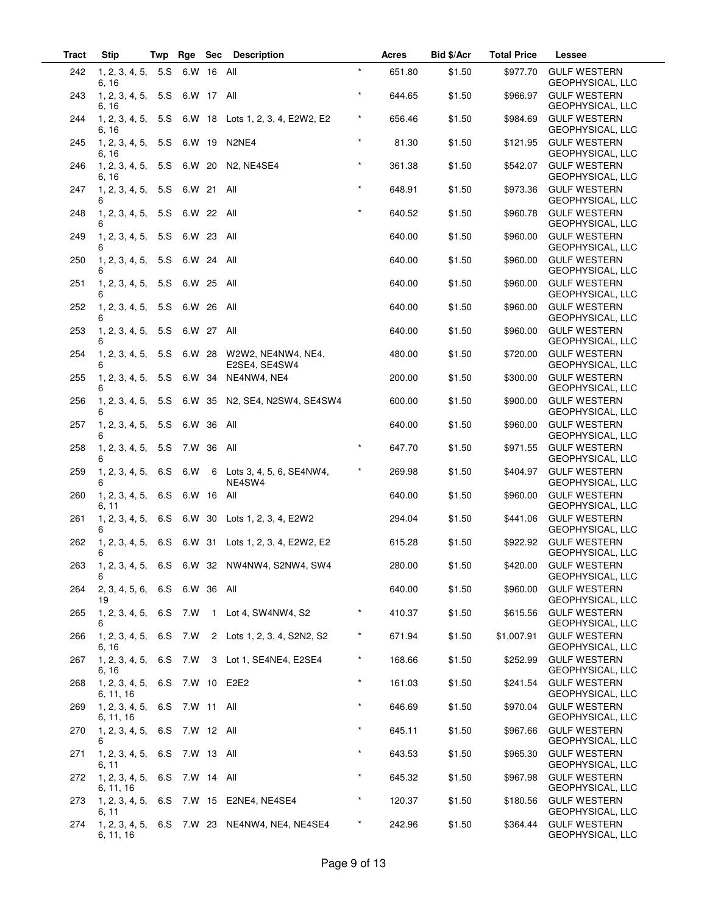| Tract | Stip | Twp | Rge | Sec | Description | | Acres | Bid $/Acr | Total Price | Lessee |
|---|---|---|---|---|---|---|---|---|---|---|
| 242 | 1, 2, 3, 4, 5, 6, 16 | 5.S | 6.W | 16 | All | * | 651.80 | $1.50 | $977.70 | GULF WESTERN GEOPHYSICAL, LLC |
| 243 | 1, 2, 3, 4, 5, 6, 16 | 5.S | 6.W | 17 | All | * | 644.65 | $1.50 | $966.97 | GULF WESTERN GEOPHYSICAL, LLC |
| 244 | 1, 2, 3, 4, 5, 6, 16 | 5.S | 6.W | 18 | Lots 1, 2, 3, 4, E2W2, E2 | * | 656.46 | $1.50 | $984.69 | GULF WESTERN GEOPHYSICAL, LLC |
| 245 | 1, 2, 3, 4, 5, 6, 16 | 5.S | 6.W | 19 | N2NE4 | * | 81.30 | $1.50 | $121.95 | GULF WESTERN GEOPHYSICAL, LLC |
| 246 | 1, 2, 3, 4, 5, 6, 16 | 5.S | 6.W | 20 | N2, NE4SE4 | * | 361.38 | $1.50 | $542.07 | GULF WESTERN GEOPHYSICAL, LLC |
| 247 | 1, 2, 3, 4, 5, 6 | 5.S | 6.W | 21 | All | * | 648.91 | $1.50 | $973.36 | GULF WESTERN GEOPHYSICAL, LLC |
| 248 | 1, 2, 3, 4, 5, 6 | 5.S | 6.W | 22 | All | * | 640.52 | $1.50 | $960.78 | GULF WESTERN GEOPHYSICAL, LLC |
| 249 | 1, 2, 3, 4, 5, 6 | 5.S | 6.W | 23 | All | | 640.00 | $1.50 | $960.00 | GULF WESTERN GEOPHYSICAL, LLC |
| 250 | 1, 2, 3, 4, 5, 6 | 5.S | 6.W | 24 | All | | 640.00 | $1.50 | $960.00 | GULF WESTERN GEOPHYSICAL, LLC |
| 251 | 1, 2, 3, 4, 5, 6 | 5.S | 6.W | 25 | All | | 640.00 | $1.50 | $960.00 | GULF WESTERN GEOPHYSICAL, LLC |
| 252 | 1, 2, 3, 4, 5, 6 | 5.S | 6.W | 26 | All | | 640.00 | $1.50 | $960.00 | GULF WESTERN GEOPHYSICAL, LLC |
| 253 | 1, 2, 3, 4, 5, 6 | 5.S | 6.W | 27 | All | | 640.00 | $1.50 | $960.00 | GULF WESTERN GEOPHYSICAL, LLC |
| 254 | 1, 2, 3, 4, 5, 6 | 5.S | 6.W | 28 | W2W2, NE4NW4, NE4, E2SE4, SE4SW4 | | 480.00 | $1.50 | $720.00 | GULF WESTERN GEOPHYSICAL, LLC |
| 255 | 1, 2, 3, 4, 5, 6 | 5.S | 6.W | 34 | NE4NW4, NE4 | | 200.00 | $1.50 | $300.00 | GULF WESTERN GEOPHYSICAL, LLC |
| 256 | 1, 2, 3, 4, 5, 6 | 5.S | 6.W | 35 | N2, SE4, N2SW4, SE4SW4 | | 600.00 | $1.50 | $900.00 | GULF WESTERN GEOPHYSICAL, LLC |
| 257 | 1, 2, 3, 4, 5, 6 | 5.S | 6.W | 36 | All | | 640.00 | $1.50 | $960.00 | GULF WESTERN GEOPHYSICAL, LLC |
| 258 | 1, 2, 3, 4, 5, 6 | 5.S | 7.W | 36 | All | * | 647.70 | $1.50 | $971.55 | GULF WESTERN GEOPHYSICAL, LLC |
| 259 | 1, 2, 3, 4, 5, 6 | 6.S | 6.W | 6 | Lots 3, 4, 5, 6, SE4NW4, NE4SW4 | * | 269.98 | $1.50 | $404.97 | GULF WESTERN GEOPHYSICAL, LLC |
| 260 | 1, 2, 3, 4, 5, 6, 11 | 6.S | 6.W | 16 | All | | 640.00 | $1.50 | $960.00 | GULF WESTERN GEOPHYSICAL, LLC |
| 261 | 1, 2, 3, 4, 5, 6 | 6.S | 6.W | 30 | Lots 1, 2, 3, 4, E2W2 | | 294.04 | $1.50 | $441.06 | GULF WESTERN GEOPHYSICAL, LLC |
| 262 | 1, 2, 3, 4, 5, 6 | 6.S | 6.W | 31 | Lots 1, 2, 3, 4, E2W2, E2 | | 615.28 | $1.50 | $922.92 | GULF WESTERN GEOPHYSICAL, LLC |
| 263 | 1, 2, 3, 4, 5, 6 | 6.S | 6.W | 32 | NW4NW4, S2NW4, SW4 | | 280.00 | $1.50 | $420.00 | GULF WESTERN GEOPHYSICAL, LLC |
| 264 | 2, 3, 4, 5, 6, 19 | 6.S | 6.W | 36 | All | | 640.00 | $1.50 | $960.00 | GULF WESTERN GEOPHYSICAL, LLC |
| 265 | 1, 2, 3, 4, 5, 6 | 6.S | 7.W | 1 | Lot 4, SW4NW4, S2 | * | 410.37 | $1.50 | $615.56 | GULF WESTERN GEOPHYSICAL, LLC |
| 266 | 1, 2, 3, 4, 5, 6, 16 | 6.S | 7.W | 2 | Lots 1, 2, 3, 4, S2N2, S2 | * | 671.94 | $1.50 | $1,007.91 | GULF WESTERN GEOPHYSICAL, LLC |
| 267 | 1, 2, 3, 4, 5, 6, 16 | 6.S | 7.W | 3 | Lot 1, SE4NE4, E2SE4 | * | 168.66 | $1.50 | $252.99 | GULF WESTERN GEOPHYSICAL, LLC |
| 268 | 1, 2, 3, 4, 5, 6, 11, 16 | 6.S | 7.W | 10 | E2E2 | * | 161.03 | $1.50 | $241.54 | GULF WESTERN GEOPHYSICAL, LLC |
| 269 | 1, 2, 3, 4, 5, 6, 11, 16 | 6.S | 7.W | 11 | All | * | 646.69 | $1.50 | $970.04 | GULF WESTERN GEOPHYSICAL, LLC |
| 270 | 1, 2, 3, 4, 5, 6 | 6.S | 7.W | 12 | All | * | 645.11 | $1.50 | $967.66 | GULF WESTERN GEOPHYSICAL, LLC |
| 271 | 1, 2, 3, 4, 5, 6, 11 | 6.S | 7.W | 13 | All | * | 643.53 | $1.50 | $965.30 | GULF WESTERN GEOPHYSICAL, LLC |
| 272 | 1, 2, 3, 4, 5, 6, 11, 16 | 6.S | 7.W | 14 | All | * | 645.32 | $1.50 | $967.98 | GULF WESTERN GEOPHYSICAL, LLC |
| 273 | 1, 2, 3, 4, 5, 6, 11 | 6.S | 7.W | 15 | E2NE4, NE4SE4 | * | 120.37 | $1.50 | $180.56 | GULF WESTERN GEOPHYSICAL, LLC |
| 274 | 1, 2, 3, 4, 5, 6, 11, 16 | 6.S | 7.W | 23 | NE4NW4, NE4, NE4SE4 | * | 242.96 | $1.50 | $364.44 | GULF WESTERN GEOPHYSICAL, LLC |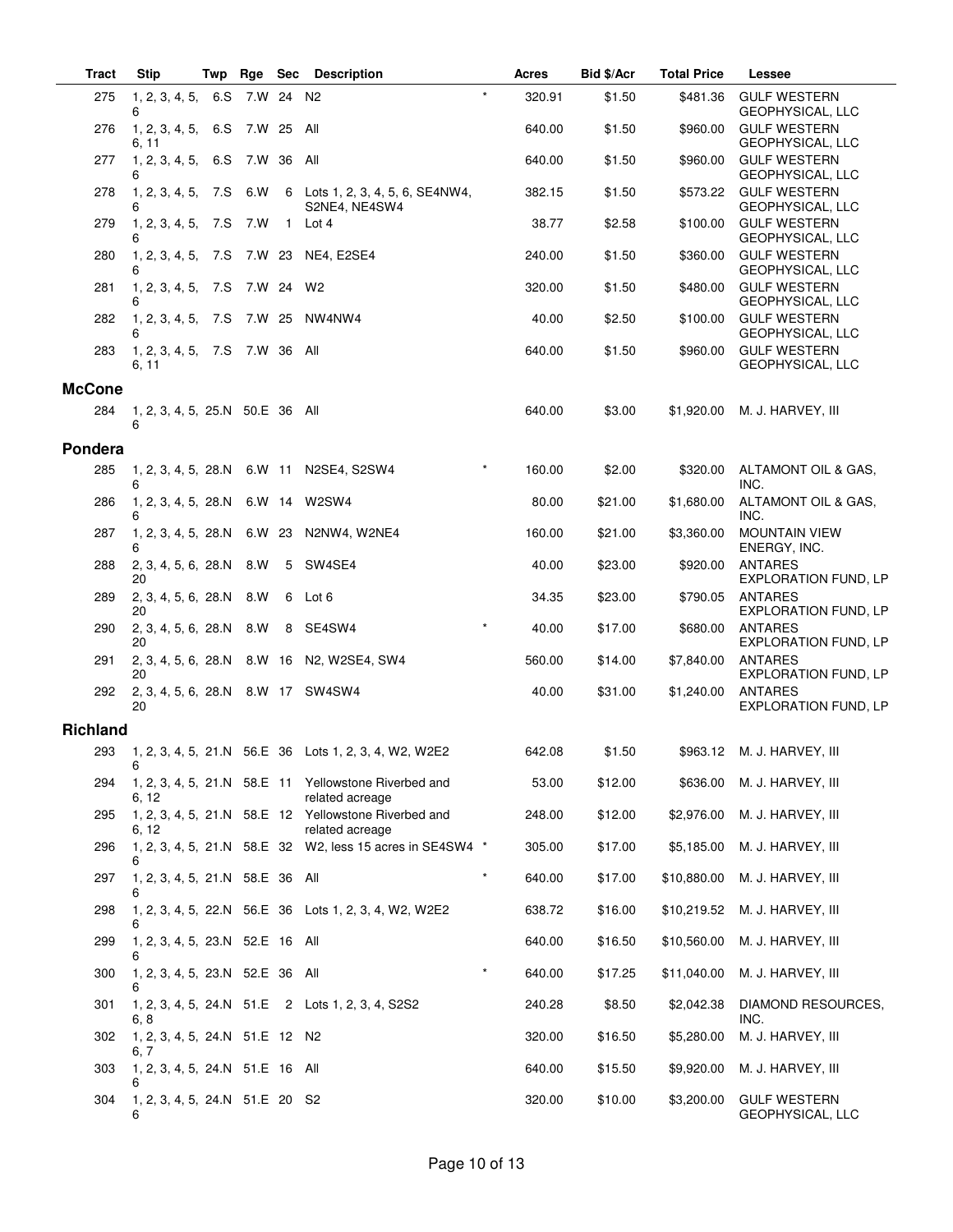| Tract | Stip | Twp | Rge | Sec | Description | | Acres | Bid $/Acr | Total Price | Lessee |
|---|---|---|---|---|---|---|---|---|---|---|
| 275 | 1, 2, 3, 4, 5, 6 | 6.S | 7.W | 24 | N2 | * | 320.91 | $1.50 | $481.36 | GULF WESTERN GEOPHYSICAL, LLC |
| 276 | 1, 2, 3, 4, 5, 6, 11 | 6.S | 7.W | 25 | All | | 640.00 | $1.50 | $960.00 | GULF WESTERN GEOPHYSICAL, LLC |
| 277 | 1, 2, 3, 4, 5, 6 | 6.S | 7.W | 36 | All | | 640.00 | $1.50 | $960.00 | GULF WESTERN GEOPHYSICAL, LLC |
| 278 | 1, 2, 3, 4, 5, 6 | 7.S | 6.W | 6 | Lots 1, 2, 3, 4, 5, 6, SE4NW4, S2NE4, NE4SW4 | | 382.15 | $1.50 | $573.22 | GULF WESTERN GEOPHYSICAL, LLC |
| 279 | 1, 2, 3, 4, 5, 6 | 7.S | 7.W | 1 | Lot 4 | | 38.77 | $2.58 | $100.00 | GULF WESTERN GEOPHYSICAL, LLC |
| 280 | 1, 2, 3, 4, 5, 6 | 7.S | 7.W | 23 | NE4, E2SE4 | | 240.00 | $1.50 | $360.00 | GULF WESTERN GEOPHYSICAL, LLC |
| 281 | 1, 2, 3, 4, 5, 6 | 7.S | 7.W | 24 | W2 | | 320.00 | $1.50 | $480.00 | GULF WESTERN GEOPHYSICAL, LLC |
| 282 | 1, 2, 3, 4, 5, 6 | 7.S | 7.W | 25 | NW4NW4 | | 40.00 | $2.50 | $100.00 | GULF WESTERN GEOPHYSICAL, LLC |
| 283 | 1, 2, 3, 4, 5, 6, 11 | 7.S | 7.W | 36 | All | | 640.00 | $1.50 | $960.00 | GULF WESTERN GEOPHYSICAL, LLC |
| **McCone** | | | | | | | | | | |
| 284 | 1, 2, 3, 4, 5, 6 | 25.N | 50.E | 36 | All | | 640.00 | $3.00 | $1,920.00 | M. J. HARVEY, III |
| **Pondera** | | | | | | | | | | |
| 285 | 1, 2, 3, 4, 5, 6 | 28.N | 6.W | 11 | N2SE4, S2SW4 | * | 160.00 | $2.00 | $320.00 | ALTAMONT OIL & GAS, INC. |
| 286 | 1, 2, 3, 4, 5, 6 | 28.N | 6.W | 14 | W2SW4 | | 80.00 | $21.00 | $1,680.00 | ALTAMONT OIL & GAS, INC. |
| 287 | 1, 2, 3, 4, 5, 6 | 28.N | 6.W | 23 | N2NW4, W2NE4 | | 160.00 | $21.00 | $3,360.00 | MOUNTAIN VIEW ENERGY, INC. |
| 288 | 2, 3, 4, 5, 6, 20 | 28.N | 8.W | 5 | SW4SE4 | | 40.00 | $23.00 | $920.00 | ANTARES EXPLORATION FUND, LP |
| 289 | 2, 3, 4, 5, 6, 20 | 28.N | 8.W | 6 | Lot 6 | | 34.35 | $23.00 | $790.05 | ANTARES EXPLORATION FUND, LP |
| 290 | 2, 3, 4, 5, 6, 20 | 28.N | 8.W | 8 | SE4SW4 | * | 40.00 | $17.00 | $680.00 | ANTARES EXPLORATION FUND, LP |
| 291 | 2, 3, 4, 5, 6, 20 | 28.N | 8.W | 16 | N2, W2SE4, SW4 | | 560.00 | $14.00 | $7,840.00 | ANTARES EXPLORATION FUND, LP |
| 292 | 2, 3, 4, 5, 6, 20 | 28.N | 8.W | 17 | SW4SW4 | | 40.00 | $31.00 | $1,240.00 | ANTARES EXPLORATION FUND, LP |
| **Richland** | | | | | | | | | | |
| 293 | 1, 2, 3, 4, 5, 6 | 21.N | 56.E | 36 | Lots 1, 2, 3, 4, W2, W2E2 | | 642.08 | $1.50 | $963.12 | M. J. HARVEY, III |
| 294 | 1, 2, 3, 4, 5, 6, 12 | 21.N | 58.E | 11 | Yellowstone Riverbed and related acreage | | 53.00 | $12.00 | $636.00 | M. J. HARVEY, III |
| 295 | 1, 2, 3, 4, 5, 6, 12 | 21.N | 58.E | 12 | Yellowstone Riverbed and related acreage | | 248.00 | $12.00 | $2,976.00 | M. J. HARVEY, III |
| 296 | 1, 2, 3, 4, 5, 6 | 21.N | 58.E | 32 | W2, less 15 acres in SE4SW4 | * | 305.00 | $17.00 | $5,185.00 | M. J. HARVEY, III |
| 297 | 1, 2, 3, 4, 5, 6 | 21.N | 58.E | 36 | All | * | 640.00 | $17.00 | $10,880.00 | M. J. HARVEY, III |
| 298 | 1, 2, 3, 4, 5, 6 | 22.N | 56.E | 36 | Lots 1, 2, 3, 4, W2, W2E2 | | 638.72 | $16.00 | $10,219.52 | M. J. HARVEY, III |
| 299 | 1, 2, 3, 4, 5, 6 | 23.N | 52.E | 16 | All | | 640.00 | $16.50 | $10,560.00 | M. J. HARVEY, III |
| 300 | 1, 2, 3, 4, 5, 6 | 23.N | 52.E | 36 | All | * | 640.00 | $17.25 | $11,040.00 | M. J. HARVEY, III |
| 301 | 1, 2, 3, 4, 5, 6, 8 | 24.N | 51.E | 2 | Lots 1, 2, 3, 4, S2S2 | | 240.28 | $8.50 | $2,042.38 | DIAMOND RESOURCES, INC. |
| 302 | 1, 2, 3, 4, 5, 6, 7 | 24.N | 51.E | 12 | N2 | | 320.00 | $16.50 | $5,280.00 | M. J. HARVEY, III |
| 303 | 1, 2, 3, 4, 5, 6 | 24.N | 51.E | 16 | All | | 640.00 | $15.50 | $9,920.00 | M. J. HARVEY, III |
| 304 | 1, 2, 3, 4, 5, 6 | 24.N | 51.E | 20 | S2 | | 320.00 | $10.00 | $3,200.00 | GULF WESTERN GEOPHYSICAL, LLC |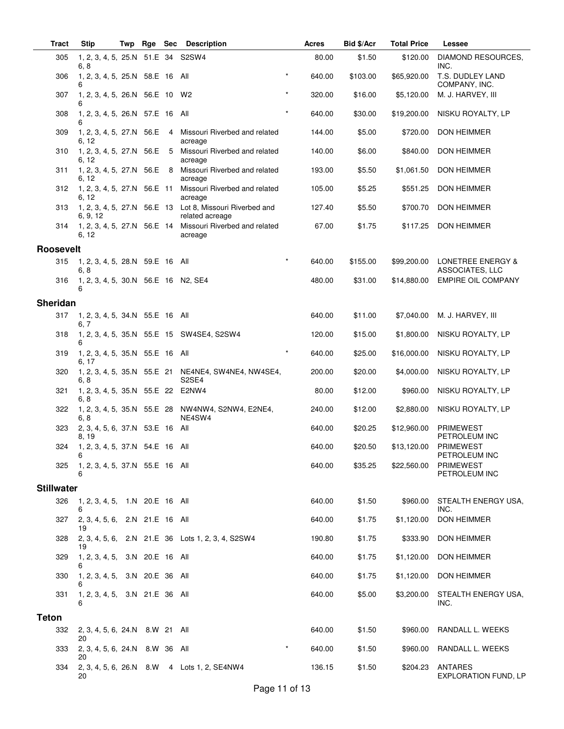| Tract | Stip | Twp | Rge | Sec | Description | | Acres | Bid $/Acr | Total Price | Lessee |
|---|---|---|---|---|---|---|---|---|---|---|
| 305 | 1, 2, 3, 4, 5, 6, 8 | 25.N | 51.E | 34 | S2SW4 | | 80.00 | $1.50 | $120.00 | DIAMOND RESOURCES, INC. |
| 306 | 1, 2, 3, 4, 5, 6 | 25.N | 58.E | 16 | All | * | 640.00 | $103.00 | $65,920.00 | T.S. DUDLEY LAND COMPANY, INC. |
| 307 | 1, 2, 3, 4, 5, 6 | 26.N | 56.E | 10 | W2 | * | 320.00 | $16.00 | $5,120.00 | M. J. HARVEY, III |
| 308 | 1, 2, 3, 4, 5, 6 | 26.N | 57.E | 16 | All | * | 640.00 | $30.00 | $19,200.00 | NISKU ROYALTY, LP |
| 309 | 1, 2, 3, 4, 5, 6, 12 | 27.N | 56.E | 4 | Missouri Riverbed and related acreage | | 144.00 | $5.00 | $720.00 | DON HEIMMER |
| 310 | 1, 2, 3, 4, 5, 6, 12 | 27.N | 56.E | 5 | Missouri Riverbed and related acreage | | 140.00 | $6.00 | $840.00 | DON HEIMMER |
| 311 | 1, 2, 3, 4, 5, 6, 12 | 27.N | 56.E | 8 | Missouri Riverbed and related acreage | | 193.00 | $5.50 | $1,061.50 | DON HEIMMER |
| 312 | 1, 2, 3, 4, 5, 6, 12 | 27.N | 56.E | 11 | Missouri Riverbed and related acreage | | 105.00 | $5.25 | $551.25 | DON HEIMMER |
| 313 | 1, 2, 3, 4, 5, 6, 9, 12 | 27.N | 56.E | 13 | Lot 8, Missouri Riverbed and related acreage | | 127.40 | $5.50 | $700.70 | DON HEIMMER |
| 314 | 1, 2, 3, 4, 5, 6, 12 | 27.N | 56.E | 14 | Missouri Riverbed and related acreage | | 67.00 | $1.75 | $117.25 | DON HEIMMER |
| **Roosevelt** | | | | | | | | | | |
| 315 | 1, 2, 3, 4, 5, 6, 8 | 28.N | 59.E | 16 | All | * | 640.00 | $155.00 | $99,200.00 | LONETREE ENERGY & ASSOCIATES, LLC |
| 316 | 1, 2, 3, 4, 5, 6 | 30.N | 56.E | 16 | N2, SE4 | | 480.00 | $31.00 | $14,880.00 | EMPIRE OIL COMPANY |
| **Sheridan** | | | | | | | | | | |
| 317 | 1, 2, 3, 4, 5, 6, 7 | 34.N | 55.E | 16 | All | | 640.00 | $11.00 | $7,040.00 | M. J. HARVEY, III |
| 318 | 1, 2, 3, 4, 5, 6 | 35.N | 55.E | 15 | SW4SE4, S2SW4 | | 120.00 | $15.00 | $1,800.00 | NISKU ROYALTY, LP |
| 319 | 1, 2, 3, 4, 5, 6, 17 | 35.N | 55.E | 16 | All | * | 640.00 | $25.00 | $16,000.00 | NISKU ROYALTY, LP |
| 320 | 1, 2, 3, 4, 5, 6, 8 | 35.N | 55.E | 21 | NE4NE4, SW4NE4, NW4SE4, S2SE4 | | 200.00 | $20.00 | $4,000.00 | NISKU ROYALTY, LP |
| 321 | 1, 2, 3, 4, 5, 6, 8 | 35.N | 55.E | 22 | E2NW4 | | 80.00 | $12.00 | $960.00 | NISKU ROYALTY, LP |
| 322 | 1, 2, 3, 4, 5, 6, 8 | 35.N | 55.E | 28 | NW4NW4, S2NW4, E2NE4, NE4SW4 | | 240.00 | $12.00 | $2,880.00 | NISKU ROYALTY, LP |
| 323 | 2, 3, 4, 5, 6, 8, 19 | 37.N | 53.E | 16 | All | | 640.00 | $20.25 | $12,960.00 | PRIMEWEST PETROLEUM INC |
| 324 | 1, 2, 3, 4, 5, 6 | 37.N | 54.E | 16 | All | | 640.00 | $20.50 | $13,120.00 | PRIMEWEST PETROLEUM INC |
| 325 | 1, 2, 3, 4, 5, 6 | 37.N | 55.E | 16 | All | | 640.00 | $35.25 | $22,560.00 | PRIMEWEST PETROLEUM INC |
| **Stillwater** | | | | | | | | | | |
| 326 | 1, 2, 3, 4, 5, 6 | 1.N | 20.E | 16 | All | | 640.00 | $1.50 | $960.00 | STEALTH ENERGY USA, INC. |
| 327 | 2, 3, 4, 5, 6, 19 | 2.N | 21.E | 16 | All | | 640.00 | $1.75 | $1,120.00 | DON HEIMMER |
| 328 | 2, 3, 4, 5, 6, 19 | 2.N | 21.E | 36 | Lots 1, 2, 3, 4, S2SW4 | | 190.80 | $1.75 | $333.90 | DON HEIMMER |
| 329 | 1, 2, 3, 4, 5, 6 | 3.N | 20.E | 16 | All | | 640.00 | $1.75 | $1,120.00 | DON HEIMMER |
| 330 | 1, 2, 3, 4, 5, 6 | 3.N | 20.E | 36 | All | | 640.00 | $1.75 | $1,120.00 | DON HEIMMER |
| 331 | 1, 2, 3, 4, 5, 6 | 3.N | 21.E | 36 | All | | 640.00 | $5.00 | $3,200.00 | STEALTH ENERGY USA, INC. |
| **Teton** | | | | | | | | | | |
| 332 | 2, 3, 4, 5, 6, 20 | 24.N | 8.W | 21 | All | | 640.00 | $1.50 | $960.00 | RANDALL L. WEEKS |
| 333 | 2, 3, 4, 5, 6, 20 | 24.N | 8.W | 36 | All | * | 640.00 | $1.50 | $960.00 | RANDALL L. WEEKS |
| 334 | 2, 3, 4, 5, 6, 20 | 26.N | 8.W | 4 | Lots 1, 2, SE4NW4 | | 136.15 | $1.50 | $204.23 | ANTARES EXPLORATION FUND, LP |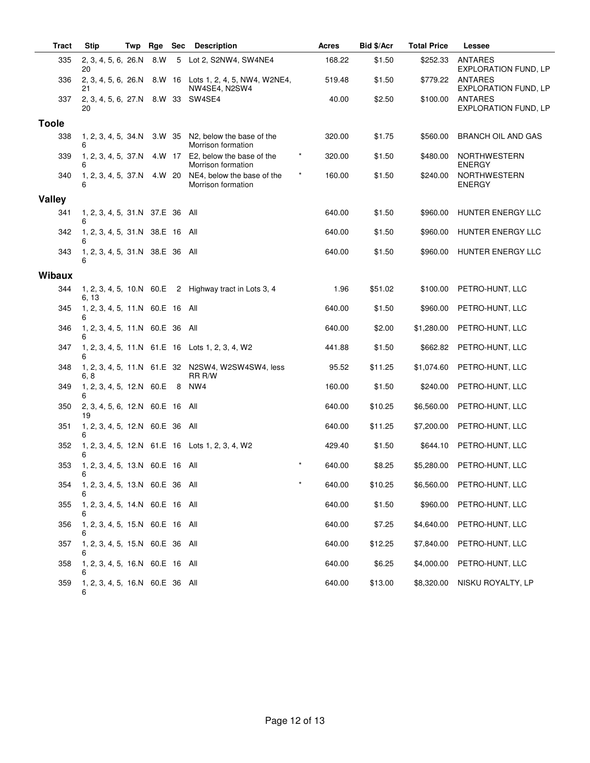| Tract | Stip | Twp | Rge | Sec | Description | | Acres | Bid $/Acr | Total Price | Lessee |
|---|---|---|---|---|---|---|---|---|---|---|
| 335 | 2, 3, 4, 5, 6, 20 | 26.N | 8.W | 5 | Lot 2, S2NW4, SW4NE4 | | 168.22 | $1.50 | $252.33 | ANTARES EXPLORATION FUND, LP |
| 336 | 2, 3, 4, 5, 6, 21 | 26.N | 8.W | 16 | Lots 1, 2, 4, 5, NW4, W2NE4, NW4SE4, N2SW4 | | 519.48 | $1.50 | $779.22 | ANTARES EXPLORATION FUND, LP |
| 337 | 2, 3, 4, 5, 6, 20 | 27.N | 8.W | 33 | SW4SE4 | | 40.00 | $2.50 | $100.00 | ANTARES EXPLORATION FUND, LP |
| **Toole** | | | | | | | | | | |
| 338 | 1, 2, 3, 4, 5, 6 | 34.N | 3.W | 35 | N2, below the base of the Morrison formation | | 320.00 | $1.75 | $560.00 | BRANCH OIL AND GAS |
| 339 | 1, 2, 3, 4, 5, 6 | 37.N | 4.W | 17 | E2, below the base of the Morrison formation | * | 320.00 | $1.50 | $480.00 | NORTHWESTERN ENERGY |
| 340 | 1, 2, 3, 4, 5, 6 | 37.N | 4.W | 20 | NE4, below the base of the Morrison formation | * | 160.00 | $1.50 | $240.00 | NORTHWESTERN ENERGY |
| **Valley** | | | | | | | | | | |
| 341 | 1, 2, 3, 4, 5, 6 | 31.N | 37.E | 36 | All | | 640.00 | $1.50 | $960.00 | HUNTER ENERGY LLC |
| 342 | 1, 2, 3, 4, 5, 6 | 31.N | 38.E | 16 | All | | 640.00 | $1.50 | $960.00 | HUNTER ENERGY LLC |
| 343 | 1, 2, 3, 4, 5, 6 | 31.N | 38.E | 36 | All | | 640.00 | $1.50 | $960.00 | HUNTER ENERGY LLC |
| **Wibaux** | | | | | | | | | | |
| 344 | 1, 2, 3, 4, 5, 6, 13 | 10.N | 60.E | 2 | Highway tract in Lots 3, 4 | | 1.96 | $51.02 | $100.00 | PETRO-HUNT, LLC |
| 345 | 1, 2, 3, 4, 5, 6 | 11.N | 60.E | 16 | All | | 640.00 | $1.50 | $960.00 | PETRO-HUNT, LLC |
| 346 | 1, 2, 3, 4, 5, 6 | 11.N | 60.E | 36 | All | | 640.00 | $2.00 | $1,280.00 | PETRO-HUNT, LLC |
| 347 | 1, 2, 3, 4, 5, 6 | 11.N | 61.E | 16 | Lots 1, 2, 3, 4, W2 | | 441.88 | $1.50 | $662.82 | PETRO-HUNT, LLC |
| 348 | 1, 2, 3, 4, 5, 6, 8 | 11.N | 61.E | 32 | N2SW4, W2SW4SW4, less RR R/W | | 95.52 | $11.25 | $1,074.60 | PETRO-HUNT, LLC |
| 349 | 1, 2, 3, 4, 5, 6 | 12.N | 60.E | 8 | NW4 | | 160.00 | $1.50 | $240.00 | PETRO-HUNT, LLC |
| 350 | 2, 3, 4, 5, 6, 19 | 12.N | 60.E | 16 | All | | 640.00 | $10.25 | $6,560.00 | PETRO-HUNT, LLC |
| 351 | 1, 2, 3, 4, 5, 6 | 12.N | 60.E | 36 | All | | 640.00 | $11.25 | $7,200.00 | PETRO-HUNT, LLC |
| 352 | 1, 2, 3, 4, 5, 6 | 12.N | 61.E | 16 | Lots 1, 2, 3, 4, W2 | | 429.40 | $1.50 | $644.10 | PETRO-HUNT, LLC |
| 353 | 1, 2, 3, 4, 5, 6 | 13.N | 60.E | 16 | All | * | 640.00 | $8.25 | $5,280.00 | PETRO-HUNT, LLC |
| 354 | 1, 2, 3, 4, 5, 6 | 13.N | 60.E | 36 | All | * | 640.00 | $10.25 | $6,560.00 | PETRO-HUNT, LLC |
| 355 | 1, 2, 3, 4, 5, 6 | 14.N | 60.E | 16 | All | | 640.00 | $1.50 | $960.00 | PETRO-HUNT, LLC |
| 356 | 1, 2, 3, 4, 5, 6 | 15.N | 60.E | 16 | All | | 640.00 | $7.25 | $4,640.00 | PETRO-HUNT, LLC |
| 357 | 1, 2, 3, 4, 5, 6 | 15.N | 60.E | 36 | All | | 640.00 | $12.25 | $7,840.00 | PETRO-HUNT, LLC |
| 358 | 1, 2, 3, 4, 5, 6 | 16.N | 60.E | 16 | All | | 640.00 | $6.25 | $4,000.00 | PETRO-HUNT, LLC |
| 359 | 1, 2, 3, 4, 5, 6 | 16.N | 60.E | 36 | All | | 640.00 | $13.00 | $8,320.00 | NISKU ROYALTY, LP |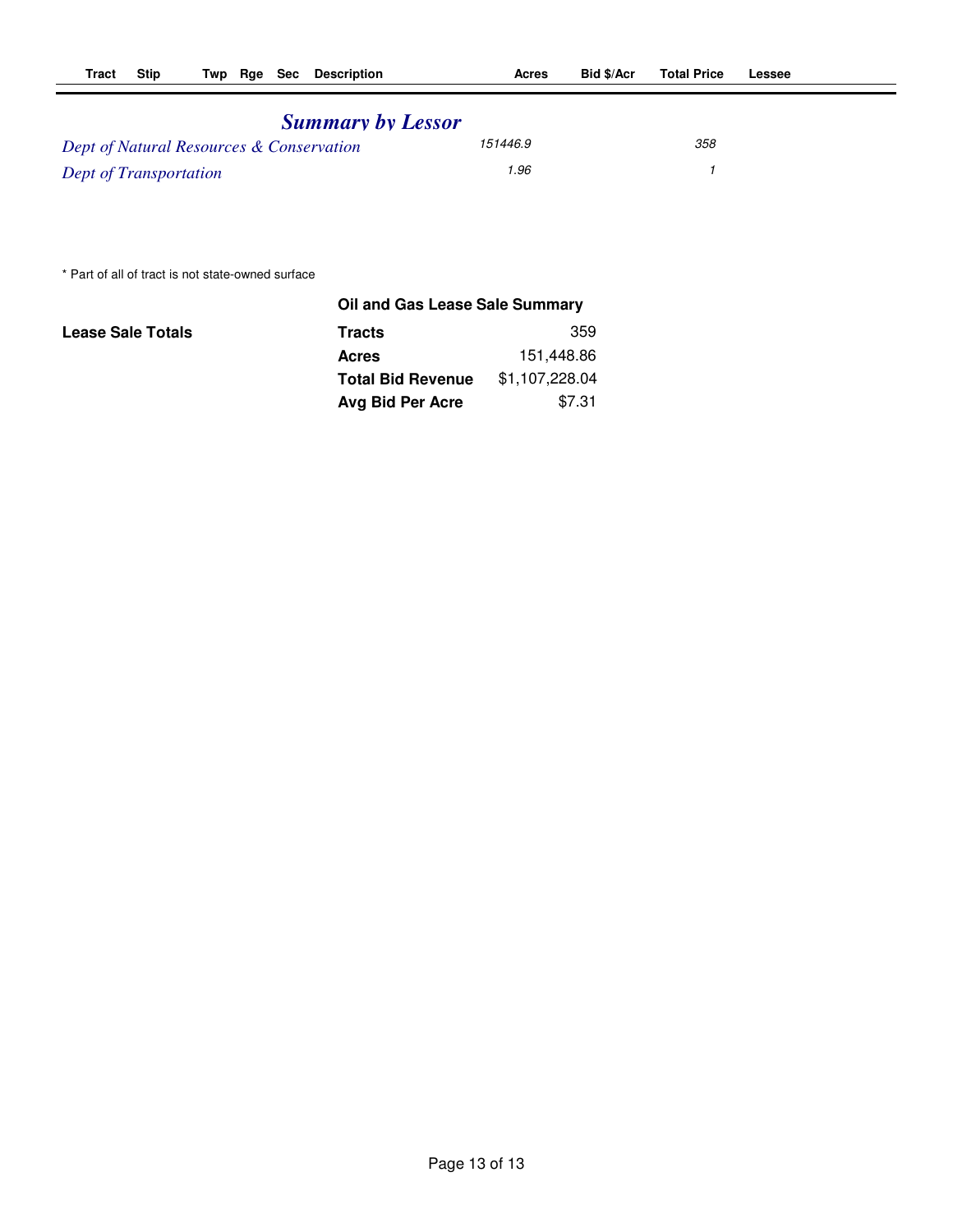| Tract | Stip | Twp | Rge | Sec | Description | Acres | Bid $/Acr | Total Price | Lessee |
|---|---|---|---|---|---|---|---|---|---|

## *Summary by Lessor*

| | Acres | Tracts |
|---|---|---|
| *Dept of Natural Resources & Conservation* | *151446.9* | *358* |
| *Dept of Transportation* | *1.96* | *1* |

* Part of all of tract is not state-owned surface

**Oil and Gas Lease Sale Summary**

**Lease Sale Totals**

| | |
|---|---|
| **Tracts** | 359 |
| **Acres** | 151,448.86 |
| **Total Bid Revenue** | $1,107,228.04 |
| **Avg Bid Per Acre** | $7.31 |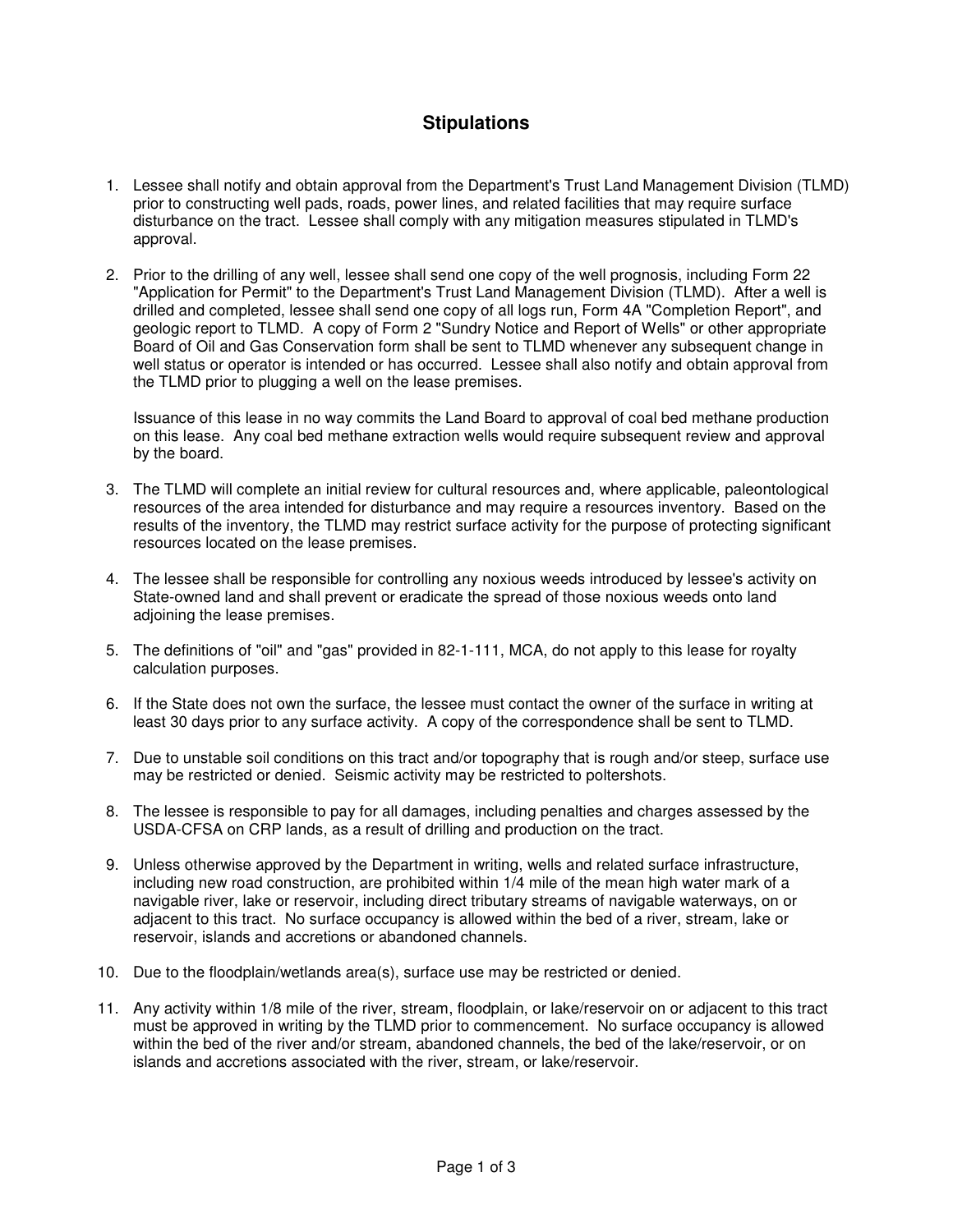# Stipulations

1. Lessee shall notify and obtain approval from the Department's Trust Land Management Division (TLMD) prior to constructing well pads, roads, power lines, and related facilities that may require surface disturbance on the tract. Lessee shall comply with any mitigation measures stipulated in TLMD's approval.

2. Prior to the drilling of any well, lessee shall send one copy of the well prognosis, including Form 22 "Application for Permit" to the Department's Trust Land Management Division (TLMD). After a well is drilled and completed, lessee shall send one copy of all logs run, Form 4A "Completion Report", and geologic report to TLMD. A copy of Form 2 "Sundry Notice and Report of Wells" or other appropriate Board of Oil and Gas Conservation form shall be sent to TLMD whenever any subsequent change in well status or operator is intended or has occurred. Lessee shall also notify and obtain approval from the TLMD prior to plugging a well on the lease premises.

   Issuance of this lease in no way commits the Land Board to approval of coal bed methane production on this lease. Any coal bed methane extraction wells would require subsequent review and approval by the board.

3. The TLMD will complete an initial review for cultural resources and, where applicable, paleontological resources of the area intended for disturbance and may require a resources inventory. Based on the results of the inventory, the TLMD may restrict surface activity for the purpose of protecting significant resources located on the lease premises.

4. The lessee shall be responsible for controlling any noxious weeds introduced by lessee's activity on State-owned land and shall prevent or eradicate the spread of those noxious weeds onto land adjoining the lease premises.

5. The definitions of "oil" and "gas" provided in 82-1-111, MCA, do not apply to this lease for royalty calculation purposes.

6. If the State does not own the surface, the lessee must contact the owner of the surface in writing at least 30 days prior to any surface activity. A copy of the correspondence shall be sent to TLMD.

7. Due to unstable soil conditions on this tract and/or topography that is rough and/or steep, surface use may be restricted or denied. Seismic activity may be restricted to poltershots.

8. The lessee is responsible to pay for all damages, including penalties and charges assessed by the USDA-CFSA on CRP lands, as a result of drilling and production on the tract.

9. Unless otherwise approved by the Department in writing, wells and related surface infrastructure, including new road construction, are prohibited within 1/4 mile of the mean high water mark of a navigable river, lake or reservoir, including direct tributary streams of navigable waterways, on or adjacent to this tract. No surface occupancy is allowed within the bed of a river, stream, lake or reservoir, islands and accretions or abandoned channels.

10. Due to the floodplain/wetlands area(s), surface use may be restricted or denied.

11. Any activity within 1/8 mile of the river, stream, floodplain, or lake/reservoir on or adjacent to this tract must be approved in writing by the TLMD prior to commencement. No surface occupancy is allowed within the bed of the river and/or stream, abandoned channels, the bed of the lake/reservoir, or on islands and accretions associated with the river, stream, or lake/reservoir.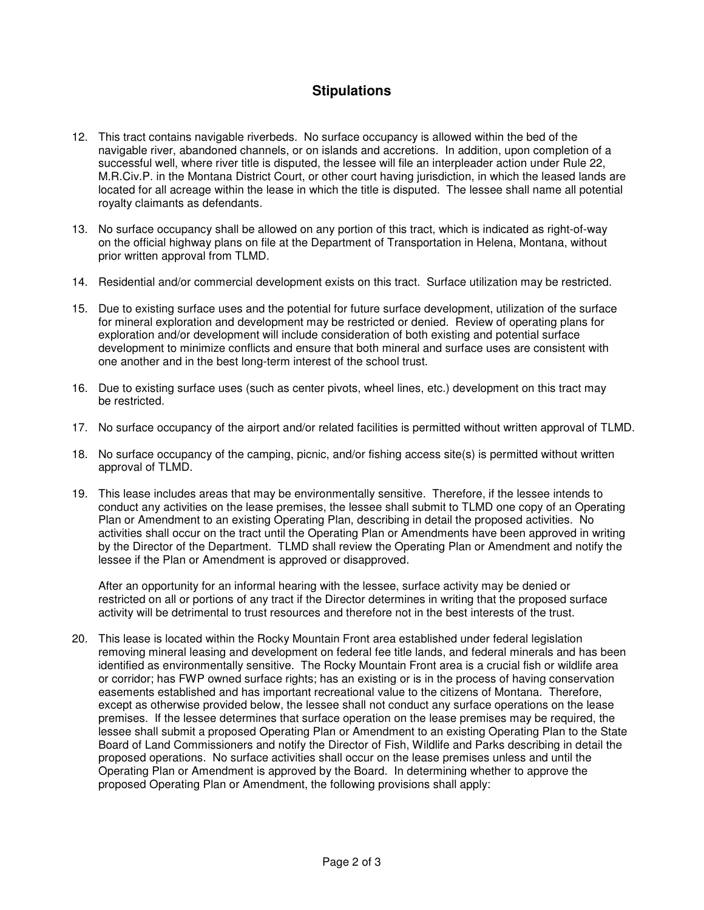## Stipulations

12. This tract contains navigable riverbeds. No surface occupancy is allowed within the bed of the navigable river, abandoned channels, or on islands and accretions. In addition, upon completion of a successful well, where river title is disputed, the lessee will file an interpleader action under Rule 22, M.R.Civ.P. in the Montana District Court, or other court having jurisdiction, in which the leased lands are located for all acreage within the lease in which the title is disputed. The lessee shall name all potential royalty claimants as defendants.

13. No surface occupancy shall be allowed on any portion of this tract, which is indicated as right-of-way on the official highway plans on file at the Department of Transportation in Helena, Montana, without prior written approval from TLMD.

14. Residential and/or commercial development exists on this tract. Surface utilization may be restricted.

15. Due to existing surface uses and the potential for future surface development, utilization of the surface for mineral exploration and development may be restricted or denied. Review of operating plans for exploration and/or development will include consideration of both existing and potential surface development to minimize conflicts and ensure that both mineral and surface uses are consistent with one another and in the best long-term interest of the school trust.

16. Due to existing surface uses (such as center pivots, wheel lines, etc.) development on this tract may be restricted.

17. No surface occupancy of the airport and/or related facilities is permitted without written approval of TLMD.

18. No surface occupancy of the camping, picnic, and/or fishing access site(s) is permitted without written approval of TLMD.

19. This lease includes areas that may be environmentally sensitive. Therefore, if the lessee intends to conduct any activities on the lease premises, the lessee shall submit to TLMD one copy of an Operating Plan or Amendment to an existing Operating Plan, describing in detail the proposed activities. No activities shall occur on the tract until the Operating Plan or Amendments have been approved in writing by the Director of the Department. TLMD shall review the Operating Plan or Amendment and notify the lessee if the Plan or Amendment is approved or disapproved.

    After an opportunity for an informal hearing with the lessee, surface activity may be denied or restricted on all or portions of any tract if the Director determines in writing that the proposed surface activity will be detrimental to trust resources and therefore not in the best interests of the trust.

20. This lease is located within the Rocky Mountain Front area established under federal legislation removing mineral leasing and development on federal fee title lands, and federal minerals and has been identified as environmentally sensitive. The Rocky Mountain Front area is a crucial fish or wildlife area or corridor; has FWP owned surface rights; has an existing or is in the process of having conservation easements established and has important recreational value to the citizens of Montana. Therefore, except as otherwise provided below, the lessee shall not conduct any surface operations on the lease premises. If the lessee determines that surface operation on the lease premises may be required, the lessee shall submit a proposed Operating Plan or Amendment to an existing Operating Plan to the State Board of Land Commissioners and notify the Director of Fish, Wildlife and Parks describing in detail the proposed operations. No surface activities shall occur on the lease premises unless and until the Operating Plan or Amendment is approved by the Board. In determining whether to approve the proposed Operating Plan or Amendment, the following provisions shall apply: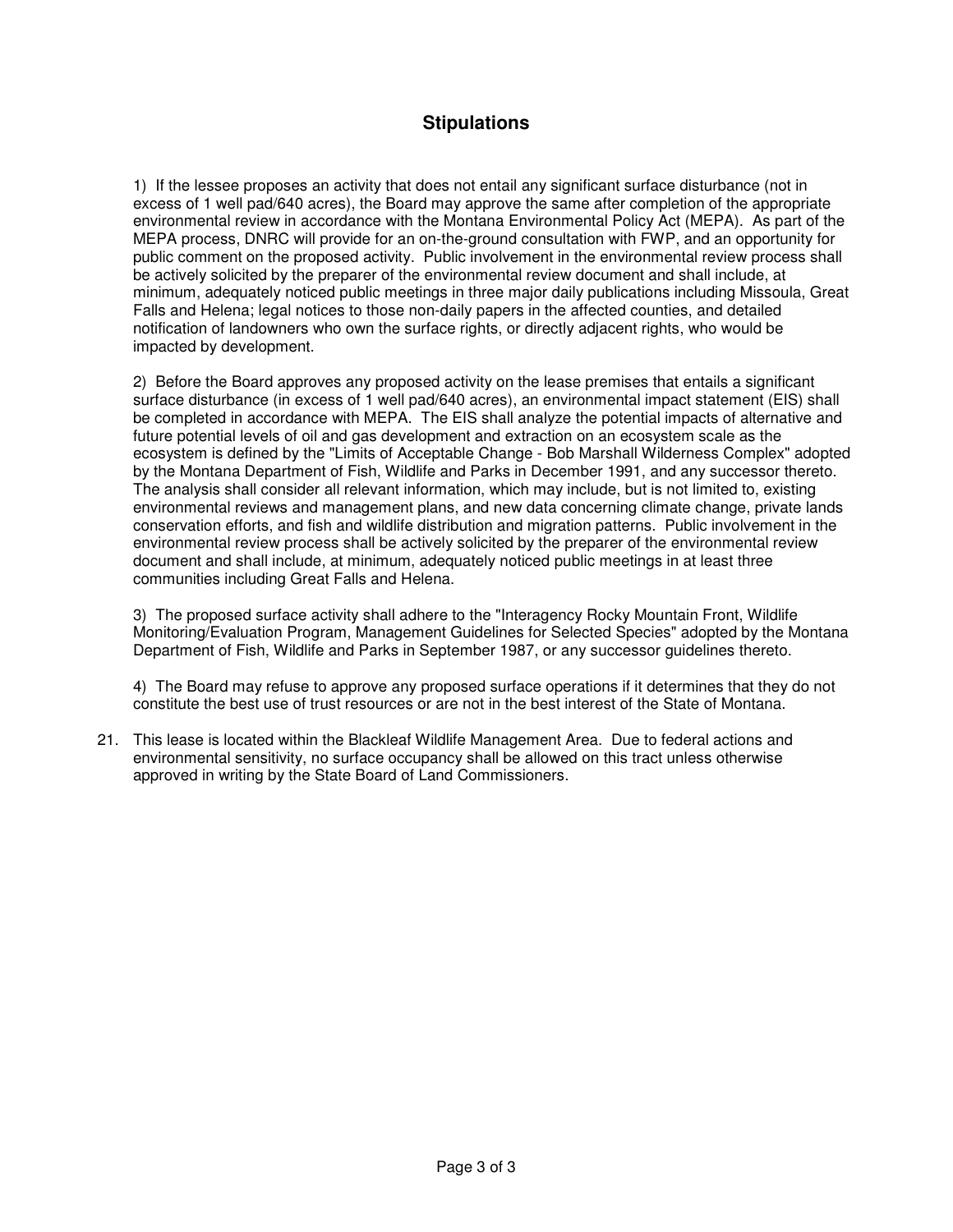## Stipulations

1) If the lessee proposes an activity that does not entail any significant surface disturbance (not in excess of 1 well pad/640 acres), the Board may approve the same after completion of the appropriate environmental review in accordance with the Montana Environmental Policy Act (MEPA). As part of the MEPA process, DNRC will provide for an on-the-ground consultation with FWP, and an opportunity for public comment on the proposed activity. Public involvement in the environmental review process shall be actively solicited by the preparer of the environmental review document and shall include, at minimum, adequately noticed public meetings in three major daily publications including Missoula, Great Falls and Helena; legal notices to those non-daily papers in the affected counties, and detailed notification of landowners who own the surface rights, or directly adjacent rights, who would be impacted by development.

2) Before the Board approves any proposed activity on the lease premises that entails a significant surface disturbance (in excess of 1 well pad/640 acres), an environmental impact statement (EIS) shall be completed in accordance with MEPA. The EIS shall analyze the potential impacts of alternative and future potential levels of oil and gas development and extraction on an ecosystem scale as the ecosystem is defined by the "Limits of Acceptable Change - Bob Marshall Wilderness Complex" adopted by the Montana Department of Fish, Wildlife and Parks in December 1991, and any successor thereto. The analysis shall consider all relevant information, which may include, but is not limited to, existing environmental reviews and management plans, and new data concerning climate change, private lands conservation efforts, and fish and wildlife distribution and migration patterns. Public involvement in the environmental review process shall be actively solicited by the preparer of the environmental review document and shall include, at minimum, adequately noticed public meetings in at least three communities including Great Falls and Helena.

3) The proposed surface activity shall adhere to the "Interagency Rocky Mountain Front, Wildlife Monitoring/Evaluation Program, Management Guidelines for Selected Species" adopted by the Montana Department of Fish, Wildlife and Parks in September 1987, or any successor guidelines thereto.

4) The Board may refuse to approve any proposed surface operations if it determines that they do not constitute the best use of trust resources or are not in the best interest of the State of Montana.

21. This lease is located within the Blackleaf Wildlife Management Area. Due to federal actions and environmental sensitivity, no surface occupancy shall be allowed on this tract unless otherwise approved in writing by the State Board of Land Commissioners.